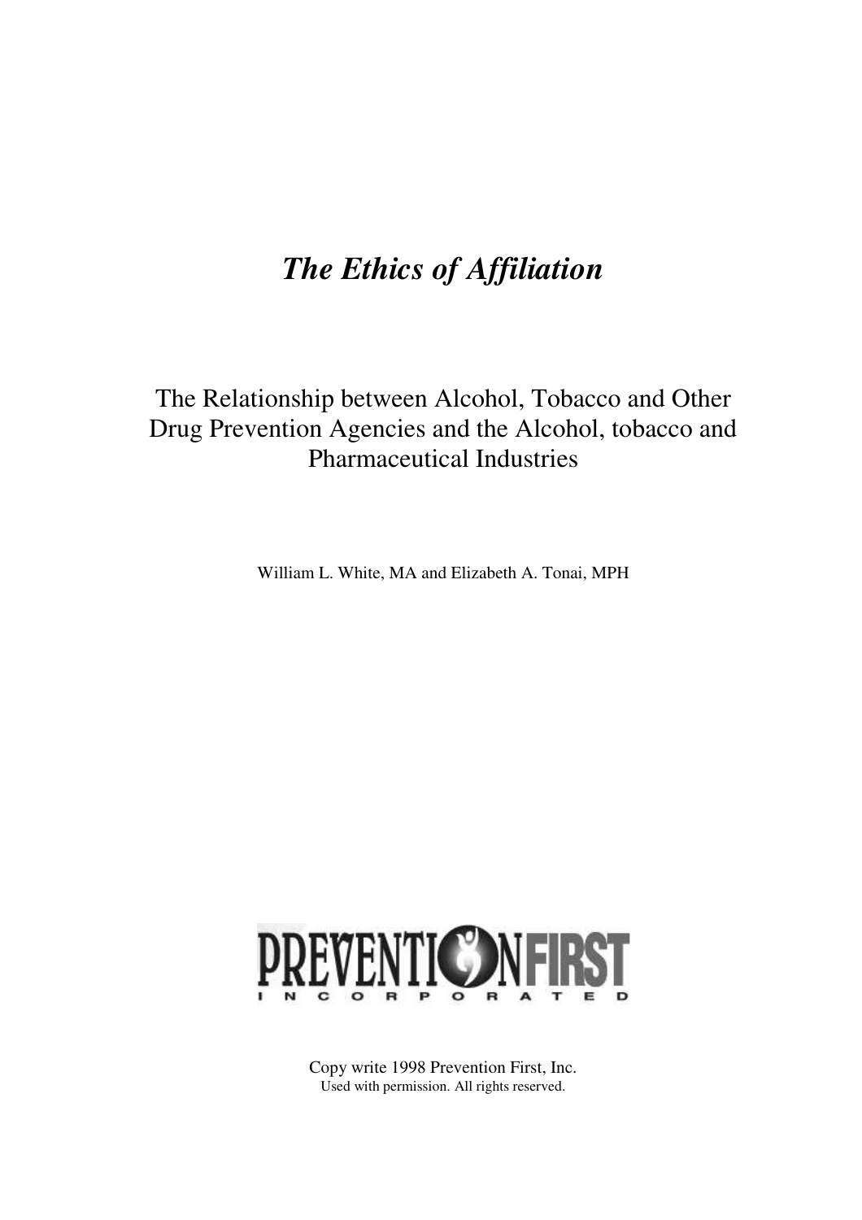# *The Ethics of Affiliation*

The Relationship between Alcohol, Tobacco and Other Drug Prevention Agencies and the Alcohol, tobacco and Pharmaceutical Industries

William L. White, MA and Elizabeth A. Tonai, MPH

PREVENTION FIRST INCORPORATED

Copy write 1998 Prevention First, Inc.
Used with permission. All rights reserved.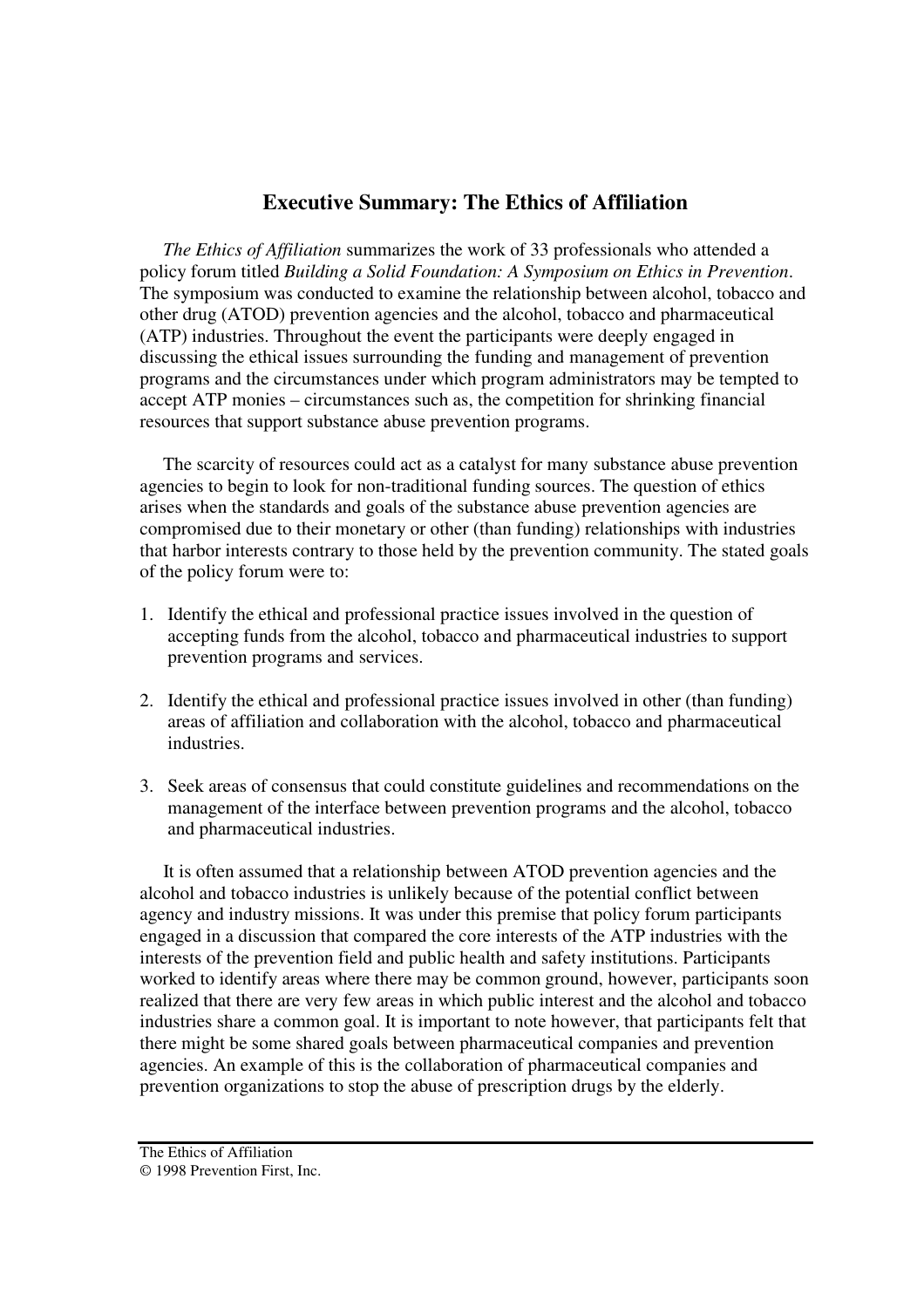## Executive Summary: The Ethics of Affiliation

*The Ethics of Affiliation* summarizes the work of 33 professionals who attended a policy forum titled *Building a Solid Foundation: A Symposium on Ethics in Prevention*. The symposium was conducted to examine the relationship between alcohol, tobacco and other drug (ATOD) prevention agencies and the alcohol, tobacco and pharmaceutical (ATP) industries. Throughout the event the participants were deeply engaged in discussing the ethical issues surrounding the funding and management of prevention programs and the circumstances under which program administrators may be tempted to accept ATP monies – circumstances such as, the competition for shrinking financial resources that support substance abuse prevention programs.

The scarcity of resources could act as a catalyst for many substance abuse prevention agencies to begin to look for non-traditional funding sources. The question of ethics arises when the standards and goals of the substance abuse prevention agencies are compromised due to their monetary or other (than funding) relationships with industries that harbor interests contrary to those held by the prevention community. The stated goals of the policy forum were to:

1. Identify the ethical and professional practice issues involved in the question of accepting funds from the alcohol, tobacco and pharmaceutical industries to support prevention programs and services.

2. Identify the ethical and professional practice issues involved in other (than funding) areas of affiliation and collaboration with the alcohol, tobacco and pharmaceutical industries.

3. Seek areas of consensus that could constitute guidelines and recommendations on the management of the interface between prevention programs and the alcohol, tobacco and pharmaceutical industries.

It is often assumed that a relationship between ATOD prevention agencies and the alcohol and tobacco industries is unlikely because of the potential conflict between agency and industry missions. It was under this premise that policy forum participants engaged in a discussion that compared the core interests of the ATP industries with the interests of the prevention field and public health and safety institutions. Participants worked to identify areas where there may be common ground, however, participants soon realized that there are very few areas in which public interest and the alcohol and tobacco industries share a common goal. It is important to note however, that participants felt that there might be some shared goals between pharmaceutical companies and prevention agencies. An example of this is the collaboration of pharmaceutical companies and prevention organizations to stop the abuse of prescription drugs by the elderly.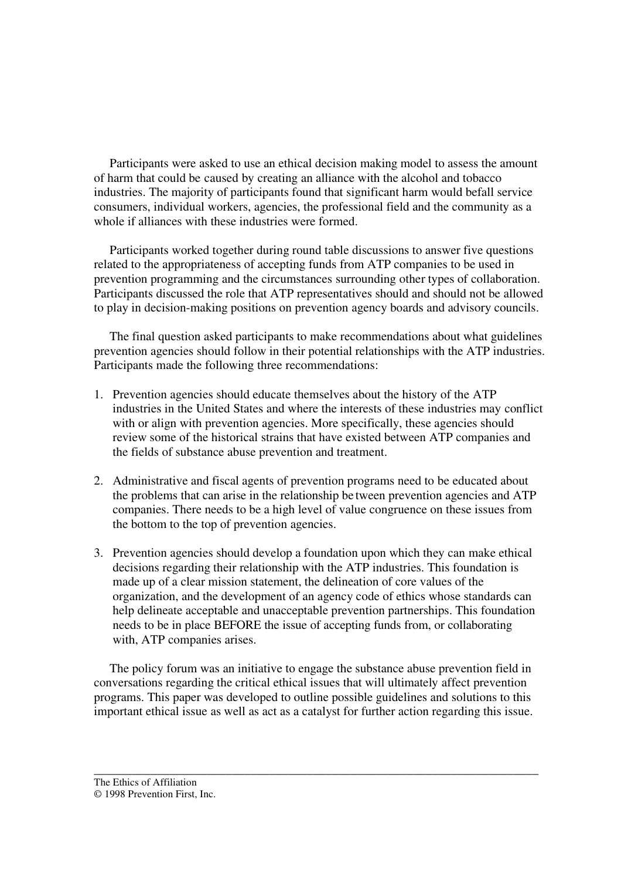Participants were asked to use an ethical decision making model to assess the amount of harm that could be caused by creating an alliance with the alcohol and tobacco industries. The majority of participants found that significant harm would befall service consumers, individual workers, agencies, the professional field and the community as a whole if alliances with these industries were formed.

Participants worked together during round table discussions to answer five questions related to the appropriateness of accepting funds from ATP companies to be used in prevention programming and the circumstances surrounding other types of collaboration. Participants discussed the role that ATP representatives should and should not be allowed to play in decision-making positions on prevention agency boards and advisory councils.

The final question asked participants to make recommendations about what guidelines prevention agencies should follow in their potential relationships with the ATP industries. Participants made the following three recommendations:

1. Prevention agencies should educate themselves about the history of the ATP industries in the United States and where the interests of these industries may conflict with or align with prevention agencies. More specifically, these agencies should review some of the historical strains that have existed between ATP companies and the fields of substance abuse prevention and treatment.

2. Administrative and fiscal agents of prevention programs need to be educated about the problems that can arise in the relationship between prevention agencies and ATP companies. There needs to be a high level of value congruence on these issues from the bottom to the top of prevention agencies.

3. Prevention agencies should develop a foundation upon which they can make ethical decisions regarding their relationship with the ATP industries. This foundation is made up of a clear mission statement, the delineation of core values of the organization, and the development of an agency code of ethics whose standards can help delineate acceptable and unacceptable prevention partnerships. This foundation needs to be in place BEFORE the issue of accepting funds from, or collaborating with, ATP companies arises.

The policy forum was an initiative to engage the substance abuse prevention field in conversations regarding the critical ethical issues that will ultimately affect prevention programs. This paper was developed to outline possible guidelines and solutions to this important ethical issue as well as act as a catalyst for further action regarding this issue.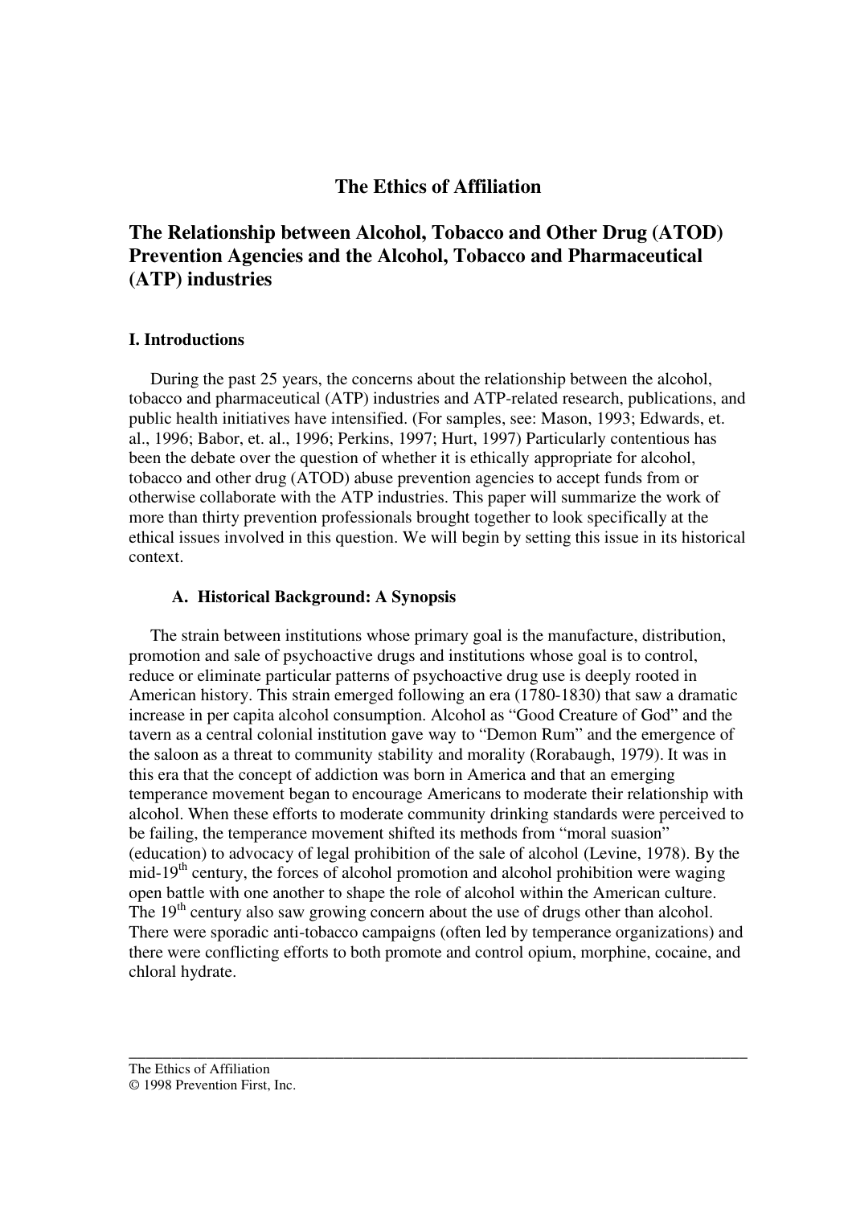# The Ethics of Affiliation

## The Relationship between Alcohol, Tobacco and Other Drug (ATOD) Prevention Agencies and the Alcohol, Tobacco and Pharmaceutical (ATP) industries

### I. Introductions

During the past 25 years, the concerns about the relationship between the alcohol, tobacco and pharmaceutical (ATP) industries and ATP-related research, publications, and public health initiatives have intensified. (For samples, see: Mason, 1993; Edwards, et. al., 1996; Babor, et. al., 1996; Perkins, 1997; Hurt, 1997) Particularly contentious has been the debate over the question of whether it is ethically appropriate for alcohol, tobacco and other drug (ATOD) abuse prevention agencies to accept funds from or otherwise collaborate with the ATP industries. This paper will summarize the work of more than thirty prevention professionals brought together to look specifically at the ethical issues involved in this question. We will begin by setting this issue in its historical context.

#### A. Historical Background: A Synopsis

The strain between institutions whose primary goal is the manufacture, distribution, promotion and sale of psychoactive drugs and institutions whose goal is to control, reduce or eliminate particular patterns of psychoactive drug use is deeply rooted in American history. This strain emerged following an era (1780-1830) that saw a dramatic increase in per capita alcohol consumption. Alcohol as "Good Creature of God" and the tavern as a central colonial institution gave way to "Demon Rum" and the emergence of the saloon as a threat to community stability and morality (Rorabaugh, 1979). It was in this era that the concept of addiction was born in America and that an emerging temperance movement began to encourage Americans to moderate their relationship with alcohol. When these efforts to moderate community drinking standards were perceived to be failing, the temperance movement shifted its methods from "moral suasion" (education) to advocacy of legal prohibition of the sale of alcohol (Levine, 1978). By the mid-19th century, the forces of alcohol promotion and alcohol prohibition were waging open battle with one another to shape the role of alcohol within the American culture. The 19th century also saw growing concern about the use of drugs other than alcohol. There were sporadic anti-tobacco campaigns (often led by temperance organizations) and there were conflicting efforts to both promote and control opium, morphine, cocaine, and chloral hydrate.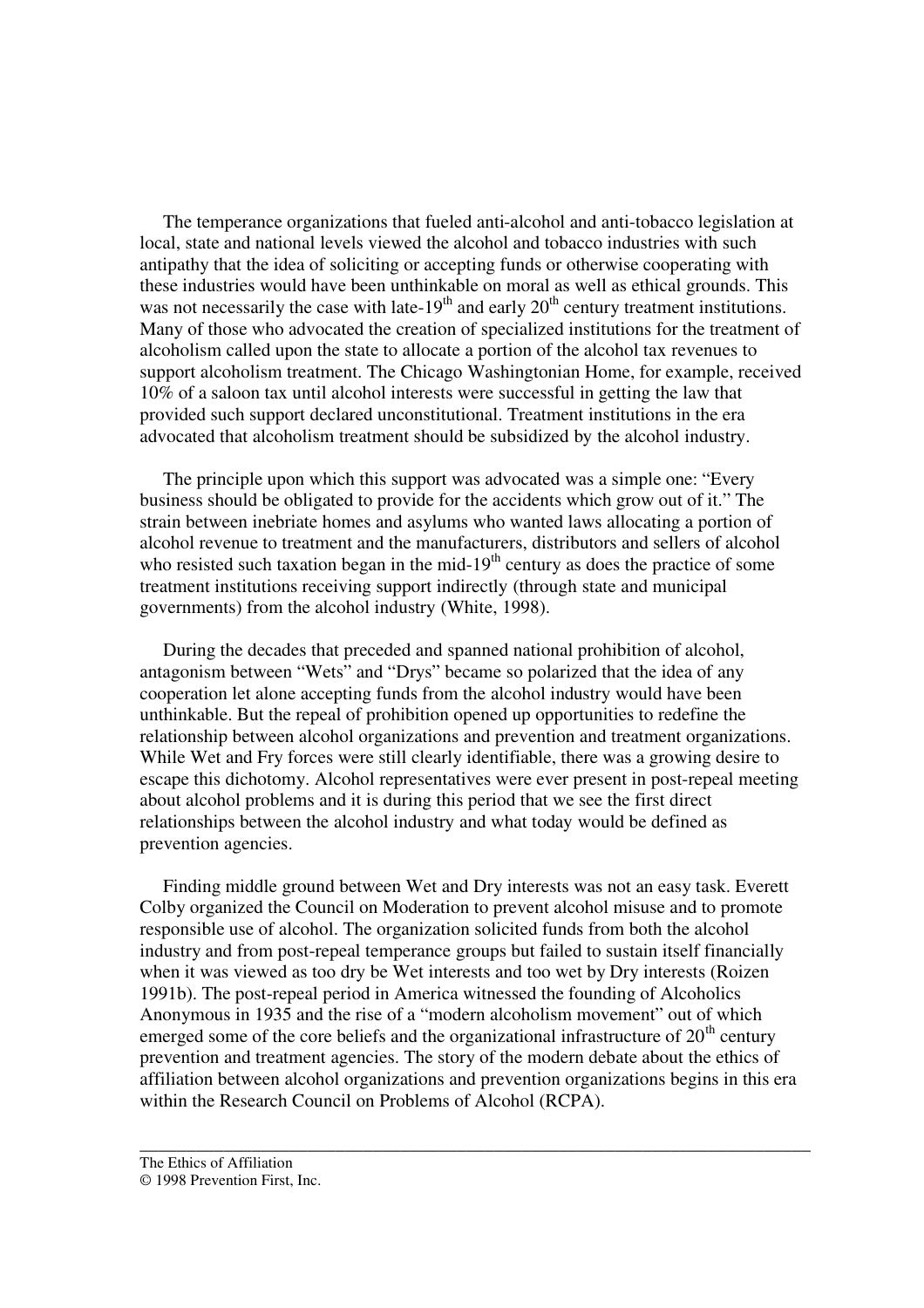The temperance organizations that fueled anti-alcohol and anti-tobacco legislation at local, state and national levels viewed the alcohol and tobacco industries with such antipathy that the idea of soliciting or accepting funds or otherwise cooperating with these industries would have been unthinkable on moral as well as ethical grounds. This was not necessarily the case with late-19th and early 20th century treatment institutions. Many of those who advocated the creation of specialized institutions for the treatment of alcoholism called upon the state to allocate a portion of the alcohol tax revenues to support alcoholism treatment. The Chicago Washingtonian Home, for example, received 10% of a saloon tax until alcohol interests were successful in getting the law that provided such support declared unconstitutional. Treatment institutions in the era advocated that alcoholism treatment should be subsidized by the alcohol industry.

The principle upon which this support was advocated was a simple one: "Every business should be obligated to provide for the accidents which grow out of it." The strain between inebriate homes and asylums who wanted laws allocating a portion of alcohol revenue to treatment and the manufacturers, distributors and sellers of alcohol who resisted such taxation began in the mid-19th century as does the practice of some treatment institutions receiving support indirectly (through state and municipal governments) from the alcohol industry (White, 1998).

During the decades that preceded and spanned national prohibition of alcohol, antagonism between "Wets" and "Drys" became so polarized that the idea of any cooperation let alone accepting funds from the alcohol industry would have been unthinkable. But the repeal of prohibition opened up opportunities to redefine the relationship between alcohol organizations and prevention and treatment organizations. While Wet and Fry forces were still clearly identifiable, there was a growing desire to escape this dichotomy. Alcohol representatives were ever present in post-repeal meeting about alcohol problems and it is during this period that we see the first direct relationships between the alcohol industry and what today would be defined as prevention agencies.

Finding middle ground between Wet and Dry interests was not an easy task. Everett Colby organized the Council on Moderation to prevent alcohol misuse and to promote responsible use of alcohol. The organization solicited funds from both the alcohol industry and from post-repeal temperance groups but failed to sustain itself financially when it was viewed as too dry be Wet interests and too wet by Dry interests (Roizen 1991b). The post-repeal period in America witnessed the founding of Alcoholics Anonymous in 1935 and the rise of a "modern alcoholism movement" out of which emerged some of the core beliefs and the organizational infrastructure of 20th century prevention and treatment agencies. The story of the modern debate about the ethics of affiliation between alcohol organizations and prevention organizations begins in this era within the Research Council on Problems of Alcohol (RCPA).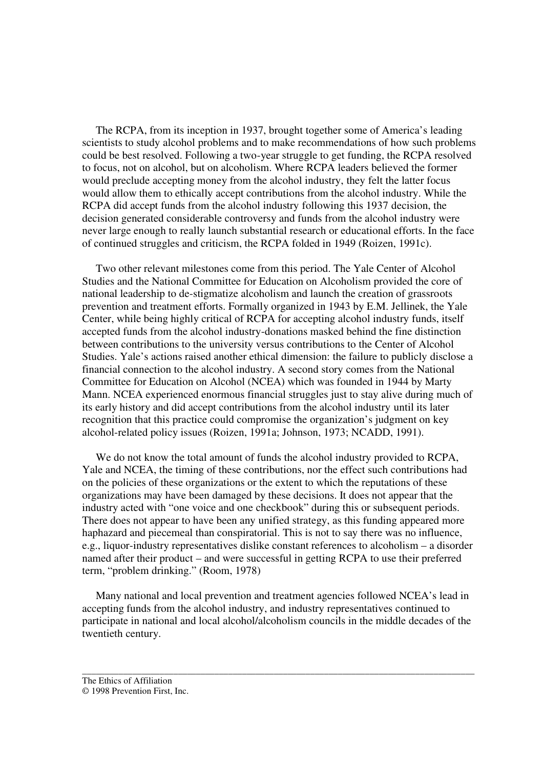The RCPA, from its inception in 1937, brought together some of America's leading scientists to study alcohol problems and to make recommendations of how such problems could be best resolved. Following a two-year struggle to get funding, the RCPA resolved to focus, not on alcohol, but on alcoholism. Where RCPA leaders believed the former would preclude accepting money from the alcohol industry, they felt the latter focus would allow them to ethically accept contributions from the alcohol industry. While the RCPA did accept funds from the alcohol industry following this 1937 decision, the decision generated considerable controversy and funds from the alcohol industry were never large enough to really launch substantial research or educational efforts. In the face of continued struggles and criticism, the RCPA folded in 1949 (Roizen, 1991c).

Two other relevant milestones come from this period. The Yale Center of Alcohol Studies and the National Committee for Education on Alcoholism provided the core of national leadership to de-stigmatize alcoholism and launch the creation of grassroots prevention and treatment efforts. Formally organized in 1943 by E.M. Jellinek, the Yale Center, while being highly critical of RCPA for accepting alcohol industry funds, itself accepted funds from the alcohol industry-donations masked behind the fine distinction between contributions to the university versus contributions to the Center of Alcohol Studies. Yale's actions raised another ethical dimension: the failure to publicly disclose a financial connection to the alcohol industry. A second story comes from the National Committee for Education on Alcohol (NCEA) which was founded in 1944 by Marty Mann. NCEA experienced enormous financial struggles just to stay alive during much of its early history and did accept contributions from the alcohol industry until its later recognition that this practice could compromise the organization's judgment on key alcohol-related policy issues (Roizen, 1991a; Johnson, 1973; NCADD, 1991).

We do not know the total amount of funds the alcohol industry provided to RCPA, Yale and NCEA, the timing of these contributions, nor the effect such contributions had on the policies of these organizations or the extent to which the reputations of these organizations may have been damaged by these decisions. It does not appear that the industry acted with "one voice and one checkbook" during this or subsequent periods. There does not appear to have been any unified strategy, as this funding appeared more haphazard and piecemeal than conspiratorial. This is not to say there was no influence, e.g., liquor-industry representatives dislike constant references to alcoholism – a disorder named after their product – and were successful in getting RCPA to use their preferred term, "problem drinking." (Room, 1978)

Many national and local prevention and treatment agencies followed NCEA's lead in accepting funds from the alcohol industry, and industry representatives continued to participate in national and local alcohol/alcoholism councils in the middle decades of the twentieth century.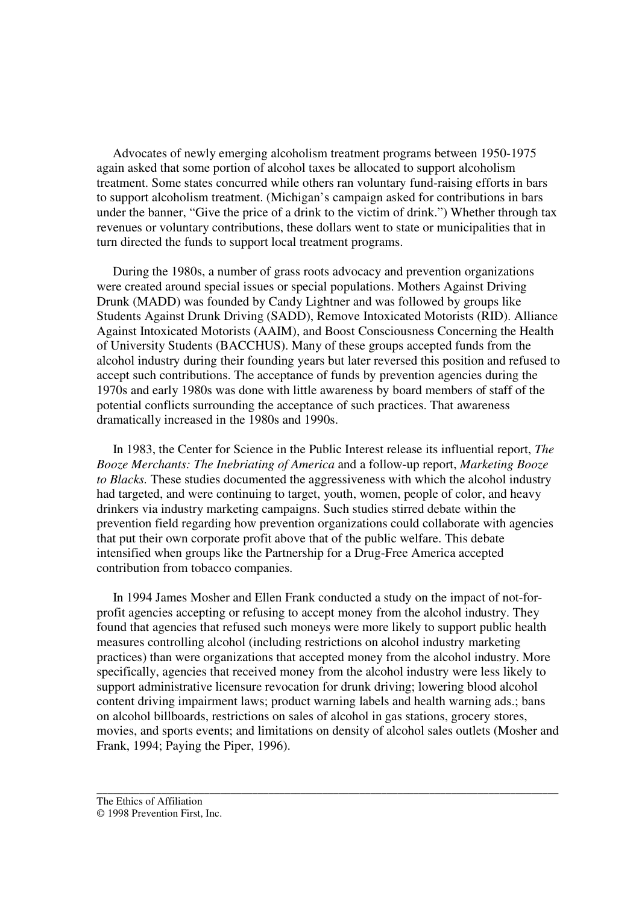Advocates of newly emerging alcoholism treatment programs between 1950-1975 again asked that some portion of alcohol taxes be allocated to support alcoholism treatment. Some states concurred while others ran voluntary fund-raising efforts in bars to support alcoholism treatment. (Michigan's campaign asked for contributions in bars under the banner, "Give the price of a drink to the victim of drink.") Whether through tax revenues or voluntary contributions, these dollars went to state or municipalities that in turn directed the funds to support local treatment programs.

During the 1980s, a number of grass roots advocacy and prevention organizations were created around special issues or special populations. Mothers Against Driving Drunk (MADD) was founded by Candy Lightner and was followed by groups like Students Against Drunk Driving (SADD), Remove Intoxicated Motorists (RID). Alliance Against Intoxicated Motorists (AAIM), and Boost Consciousness Concerning the Health of University Students (BACCHUS). Many of these groups accepted funds from the alcohol industry during their founding years but later reversed this position and refused to accept such contributions. The acceptance of funds by prevention agencies during the 1970s and early 1980s was done with little awareness by board members of staff of the potential conflicts surrounding the acceptance of such practices. That awareness dramatically increased in the 1980s and 1990s.

In 1983, the Center for Science in the Public Interest release its influential report, *The Booze Merchants: The Inebriating of America* and a follow-up report, *Marketing Booze to Blacks.* These studies documented the aggressiveness with which the alcohol industry had targeted, and were continuing to target, youth, women, people of color, and heavy drinkers via industry marketing campaigns. Such studies stirred debate within the prevention field regarding how prevention organizations could collaborate with agencies that put their own corporate profit above that of the public welfare. This debate intensified when groups like the Partnership for a Drug-Free America accepted contribution from tobacco companies.

In 1994 James Mosher and Ellen Frank conducted a study on the impact of not-for-profit agencies accepting or refusing to accept money from the alcohol industry. They found that agencies that refused such moneys were more likely to support public health measures controlling alcohol (including restrictions on alcohol industry marketing practices) than were organizations that accepted money from the alcohol industry. More specifically, agencies that received money from the alcohol industry were less likely to support administrative licensure revocation for drunk driving; lowering blood alcohol content driving impairment laws; product warning labels and health warning ads.; bans on alcohol billboards, restrictions on sales of alcohol in gas stations, grocery stores, movies, and sports events; and limitations on density of alcohol sales outlets (Mosher and Frank, 1994; Paying the Piper, 1996).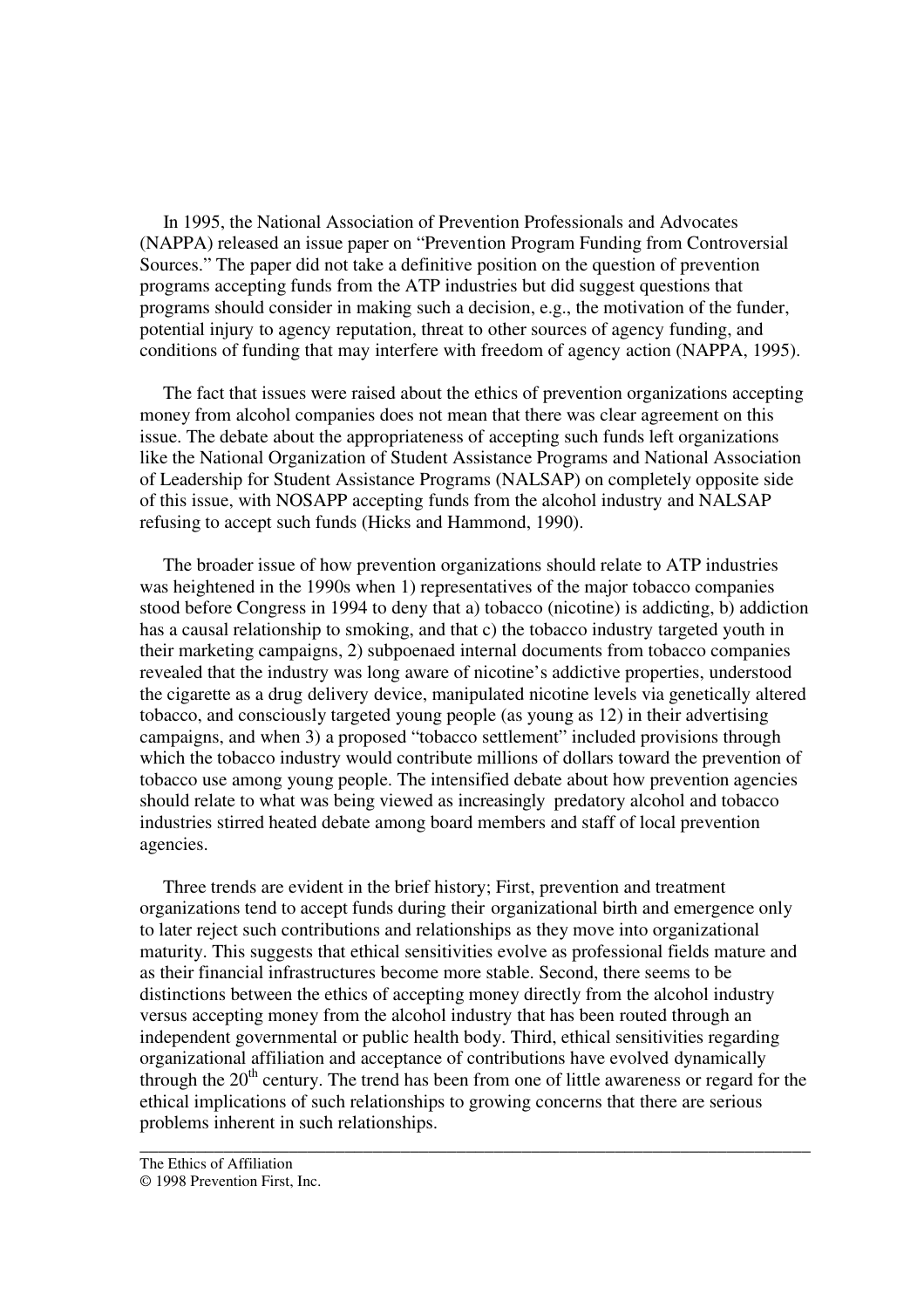In 1995, the National Association of Prevention Professionals and Advocates (NAPPA) released an issue paper on "Prevention Program Funding from Controversial Sources." The paper did not take a definitive position on the question of prevention programs accepting funds from the ATP industries but did suggest questions that programs should consider in making such a decision, e.g., the motivation of the funder, potential injury to agency reputation, threat to other sources of agency funding, and conditions of funding that may interfere with freedom of agency action (NAPPA, 1995).

The fact that issues were raised about the ethics of prevention organizations accepting money from alcohol companies does not mean that there was clear agreement on this issue. The debate about the appropriateness of accepting such funds left organizations like the National Organization of Student Assistance Programs and National Association of Leadership for Student Assistance Programs (NALSAP) on completely opposite side of this issue, with NOSAPP accepting funds from the alcohol industry and NALSAP refusing to accept such funds (Hicks and Hammond, 1990).

The broader issue of how prevention organizations should relate to ATP industries was heightened in the 1990s when 1) representatives of the major tobacco companies stood before Congress in 1994 to deny that a) tobacco (nicotine) is addicting, b) addiction has a causal relationship to smoking, and that c) the tobacco industry targeted youth in their marketing campaigns, 2) subpoenaed internal documents from tobacco companies revealed that the industry was long aware of nicotine's addictive properties, understood the cigarette as a drug delivery device, manipulated nicotine levels via genetically altered tobacco, and consciously targeted young people (as young as 12) in their advertising campaigns, and when 3) a proposed "tobacco settlement" included provisions through which the tobacco industry would contribute millions of dollars toward the prevention of tobacco use among young people. The intensified debate about how prevention agencies should relate to what was being viewed as increasingly predatory alcohol and tobacco industries stirred heated debate among board members and staff of local prevention agencies.

Three trends are evident in the brief history; First, prevention and treatment organizations tend to accept funds during their organizational birth and emergence only to later reject such contributions and relationships as they move into organizational maturity. This suggests that ethical sensitivities evolve as professional fields mature and as their financial infrastructures become more stable. Second, there seems to be distinctions between the ethics of accepting money directly from the alcohol industry versus accepting money from the alcohol industry that has been routed through an independent governmental or public health body. Third, ethical sensitivities regarding organizational affiliation and acceptance of contributions have evolved dynamically through the 20th century. The trend has been from one of little awareness or regard for the ethical implications of such relationships to growing concerns that there are serious problems inherent in such relationships.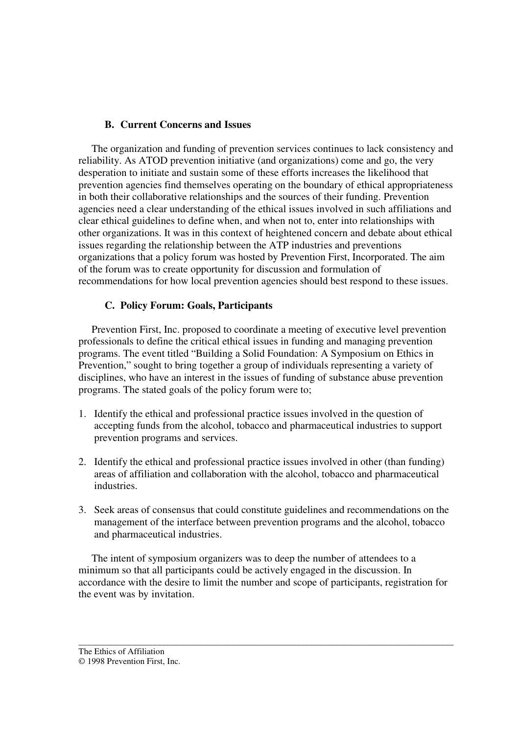### B. Current Concerns and Issues

The organization and funding of prevention services continues to lack consistency and reliability. As ATOD prevention initiative (and organizations) come and go, the very desperation to initiate and sustain some of these efforts increases the likelihood that prevention agencies find themselves operating on the boundary of ethical appropriateness in both their collaborative relationships and the sources of their funding. Prevention agencies need a clear understanding of the ethical issues involved in such affiliations and clear ethical guidelines to define when, and when not to, enter into relationships with other organizations. It was in this context of heightened concern and debate about ethical issues regarding the relationship between the ATP industries and preventions organizations that a policy forum was hosted by Prevention First, Incorporated. The aim of the forum was to create opportunity for discussion and formulation of recommendations for how local prevention agencies should best respond to these issues.

### C. Policy Forum: Goals, Participants

Prevention First, Inc. proposed to coordinate a meeting of executive level prevention professionals to define the critical ethical issues in funding and managing prevention programs. The event titled "Building a Solid Foundation: A Symposium on Ethics in Prevention," sought to bring together a group of individuals representing a variety of disciplines, who have an interest in the issues of funding of substance abuse prevention programs. The stated goals of the policy forum were to;

1. Identify the ethical and professional practice issues involved in the question of accepting funds from the alcohol, tobacco and pharmaceutical industries to support prevention programs and services.

2. Identify the ethical and professional practice issues involved in other (than funding) areas of affiliation and collaboration with the alcohol, tobacco and pharmaceutical industries.

3. Seek areas of consensus that could constitute guidelines and recommendations on the management of the interface between prevention programs and the alcohol, tobacco and pharmaceutical industries.

The intent of symposium organizers was to deep the number of attendees to a minimum so that all participants could be actively engaged in the discussion. In accordance with the desire to limit the number and scope of participants, registration for the event was by invitation.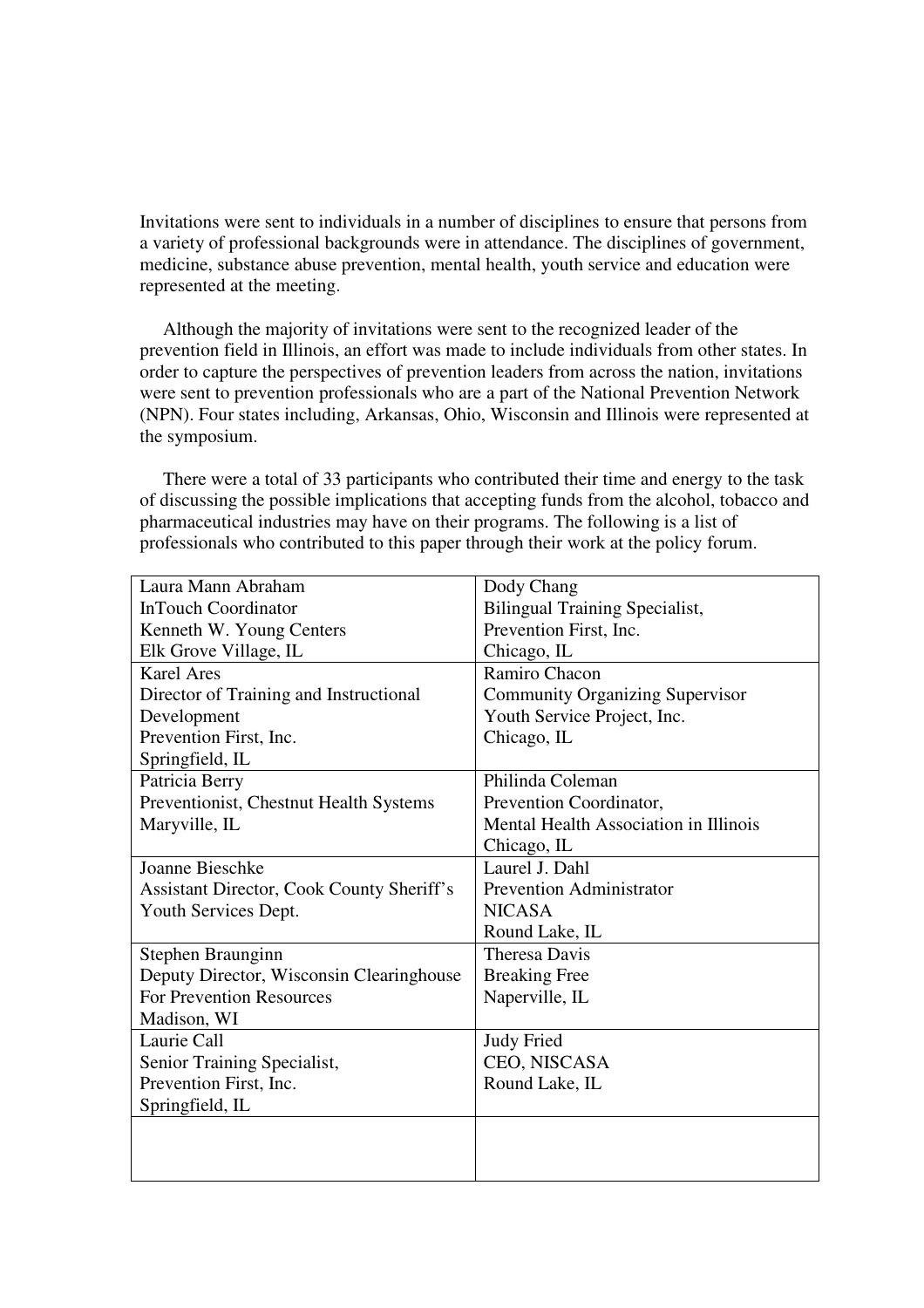Invitations were sent to individuals in a number of disciplines to ensure that persons from a variety of professional backgrounds were in attendance. The disciplines of government, medicine, substance abuse prevention, mental health, youth service and education were represented at the meeting.

Although the majority of invitations were sent to the recognized leader of the prevention field in Illinois, an effort was made to include individuals from other states. In order to capture the perspectives of prevention leaders from across the nation, invitations were sent to prevention professionals who are a part of the National Prevention Network (NPN). Four states including, Arkansas, Ohio, Wisconsin and Illinois were represented at the symposium.

There were a total of 33 participants who contributed their time and energy to the task of discussing the possible implications that accepting funds from the alcohol, tobacco and pharmaceutical industries may have on their programs. The following is a list of professionals who contributed to this paper through their work at the policy forum.

| | |
|---|---|
| Laura Mann Abraham<br>InTouch Coordinator<br>Kenneth W. Young Centers<br>Elk Grove Village, IL | Dody Chang<br>Bilingual Training Specialist,<br>Prevention First, Inc.<br>Chicago, IL |
| Karel Ares<br>Director of Training and Instructional Development<br>Prevention First, Inc.<br>Springfield, IL | Ramiro Chacon<br>Community Organizing Supervisor<br>Youth Service Project, Inc.<br>Chicago, IL |
| Patricia Berry<br>Preventionist, Chestnut Health Systems<br>Maryville, IL | Philinda Coleman<br>Prevention Coordinator,<br>Mental Health Association in Illinois<br>Chicago, IL |
| Joanne Bieschke<br>Assistant Director, Cook County Sheriff's Youth Services Dept. | Laurel J. Dahl<br>Prevention Administrator<br>NICASA<br>Round Lake, IL |
| Stephen Braunginn<br>Deputy Director, Wisconsin Clearinghouse For Prevention Resources<br>Madison, WI | Theresa Davis<br>Breaking Free<br>Naperville, IL |
| Laurie Call<br>Senior Training Specialist,<br>Prevention First, Inc.<br>Springfield, IL | Judy Fried<br>CEO, NISCASA<br>Round Lake, IL |
| | |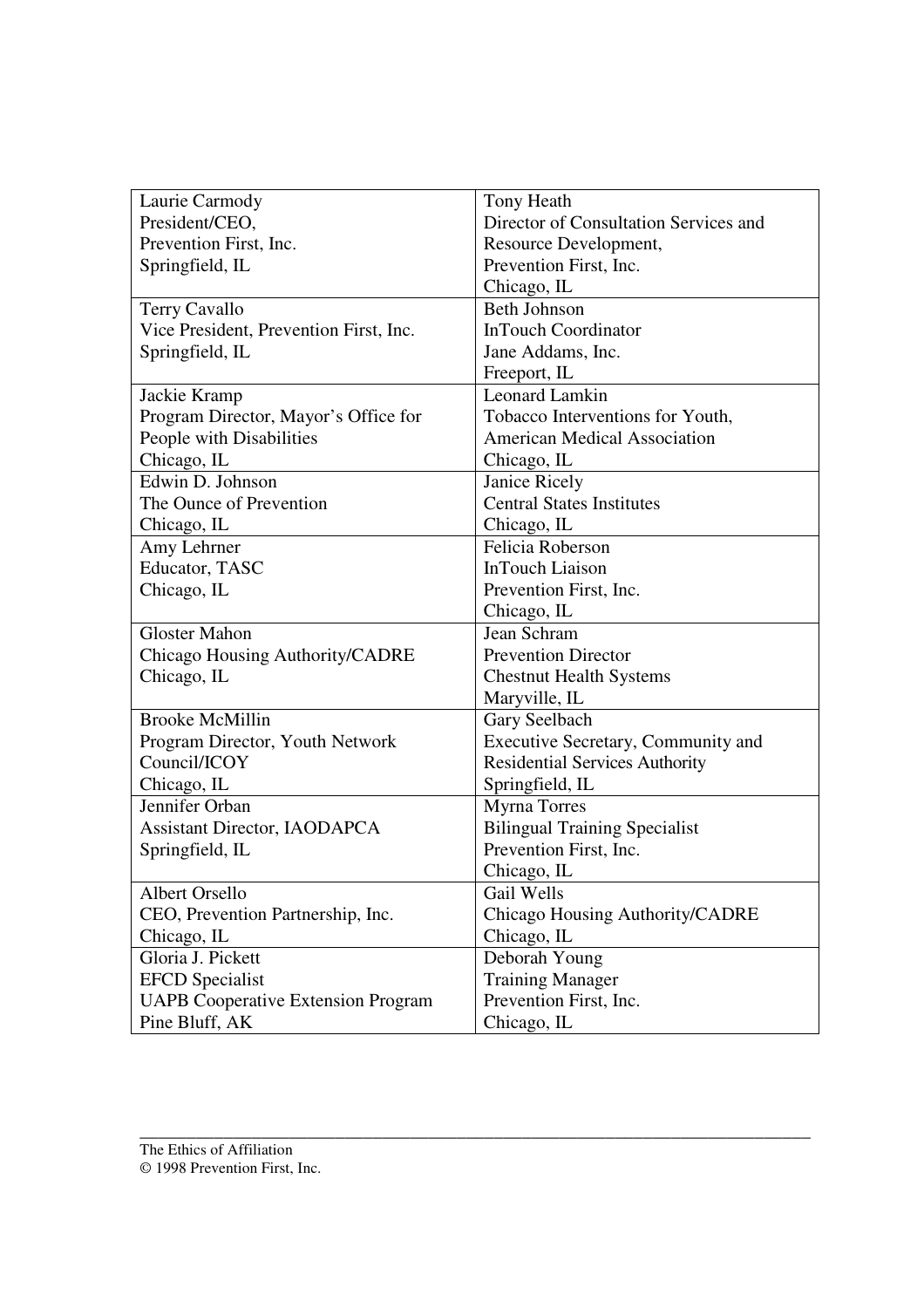| | |
|---|---|
| Laurie Carmody<br>President/CEO,<br>Prevention First, Inc.<br>Springfield, IL | Tony Heath<br>Director of Consultation Services and Resource Development,<br>Prevention First, Inc.<br>Chicago, IL |
| Terry Cavallo<br>Vice President, Prevention First, Inc.<br>Springfield, IL | Beth Johnson<br>InTouch Coordinator<br>Jane Addams, Inc.<br>Freeport, IL |
| Jackie Kramp<br>Program Director, Mayor's Office for People with Disabilities<br>Chicago, IL | Leonard Lamkin<br>Tobacco Interventions for Youth,<br>American Medical Association<br>Chicago, IL |
| Edwin D. Johnson<br>The Ounce of Prevention<br>Chicago, IL | Janice Ricely<br>Central States Institutes<br>Chicago, IL |
| Amy Lehrner<br>Educator, TASC<br>Chicago, IL | Felicia Roberson<br>InTouch Liaison<br>Prevention First, Inc.<br>Chicago, IL |
| Gloster Mahon<br>Chicago Housing Authority/CADRE<br>Chicago, IL | Jean Schram<br>Prevention Director<br>Chestnut Health Systems<br>Maryville, IL |
| Brooke McMillin<br>Program Director, Youth Network Council/ICOY<br>Chicago, IL | Gary Seelbach<br>Executive Secretary, Community and Residential Services Authority<br>Springfield, IL |
| Jennifer Orban<br>Assistant Director, IAODAPCA<br>Springfield, IL | Myrna Torres<br>Bilingual Training Specialist<br>Prevention First, Inc.<br>Chicago, IL |
| Albert Orsello<br>CEO, Prevention Partnership, Inc.<br>Chicago, IL | Gail Wells<br>Chicago Housing Authority/CADRE<br>Chicago, IL |
| Gloria J. Pickett<br>EFCD Specialist<br>UAPB Cooperative Extension Program<br>Pine Bluff, AK | Deborah Young<br>Training Manager<br>Prevention First, Inc.<br>Chicago, IL |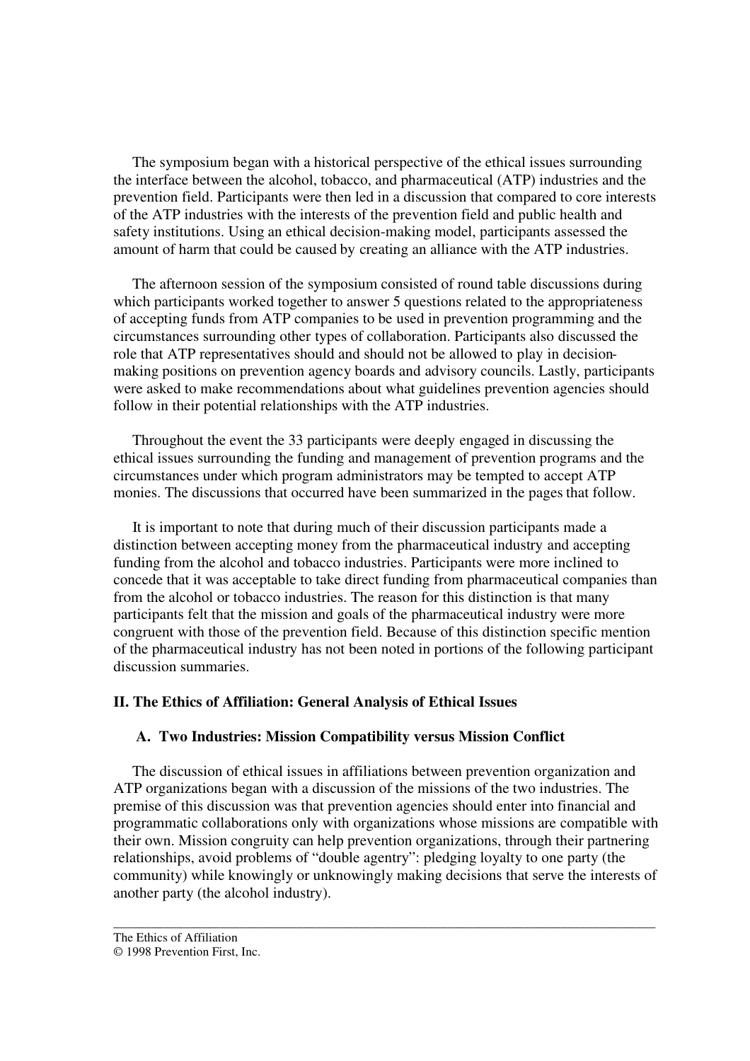The symposium began with a historical perspective of the ethical issues surrounding the interface between the alcohol, tobacco, and pharmaceutical (ATP) industries and the prevention field. Participants were then led in a discussion that compared to core interests of the ATP industries with the interests of the prevention field and public health and safety institutions. Using an ethical decision-making model, participants assessed the amount of harm that could be caused by creating an alliance with the ATP industries.

The afternoon session of the symposium consisted of round table discussions during which participants worked together to answer 5 questions related to the appropriateness of accepting funds from ATP companies to be used in prevention programming and the circumstances surrounding other types of collaboration. Participants also discussed the role that ATP representatives should and should not be allowed to play in decision-making positions on prevention agency boards and advisory councils. Lastly, participants were asked to make recommendations about what guidelines prevention agencies should follow in their potential relationships with the ATP industries.

Throughout the event the 33 participants were deeply engaged in discussing the ethical issues surrounding the funding and management of prevention programs and the circumstances under which program administrators may be tempted to accept ATP monies. The discussions that occurred have been summarized in the pages that follow.

It is important to note that during much of their discussion participants made a distinction between accepting money from the pharmaceutical industry and accepting funding from the alcohol and tobacco industries. Participants were more inclined to concede that it was acceptable to take direct funding from pharmaceutical companies than from the alcohol or tobacco industries. The reason for this distinction is that many participants felt that the mission and goals of the pharmaceutical industry were more congruent with those of the prevention field. Because of this distinction specific mention of the pharmaceutical industry has not been noted in portions of the following participant discussion summaries.

## II. The Ethics of Affiliation: General Analysis of Ethical Issues

### A. Two Industries: Mission Compatibility versus Mission Conflict

The discussion of ethical issues in affiliations between prevention organization and ATP organizations began with a discussion of the missions of the two industries. The premise of this discussion was that prevention agencies should enter into financial and programmatic collaborations only with organizations whose missions are compatible with their own. Mission congruity can help prevention organizations, through their partnering relationships, avoid problems of "double agentry": pledging loyalty to one party (the community) while knowingly or unknowingly making decisions that serve the interests of another party (the alcohol industry).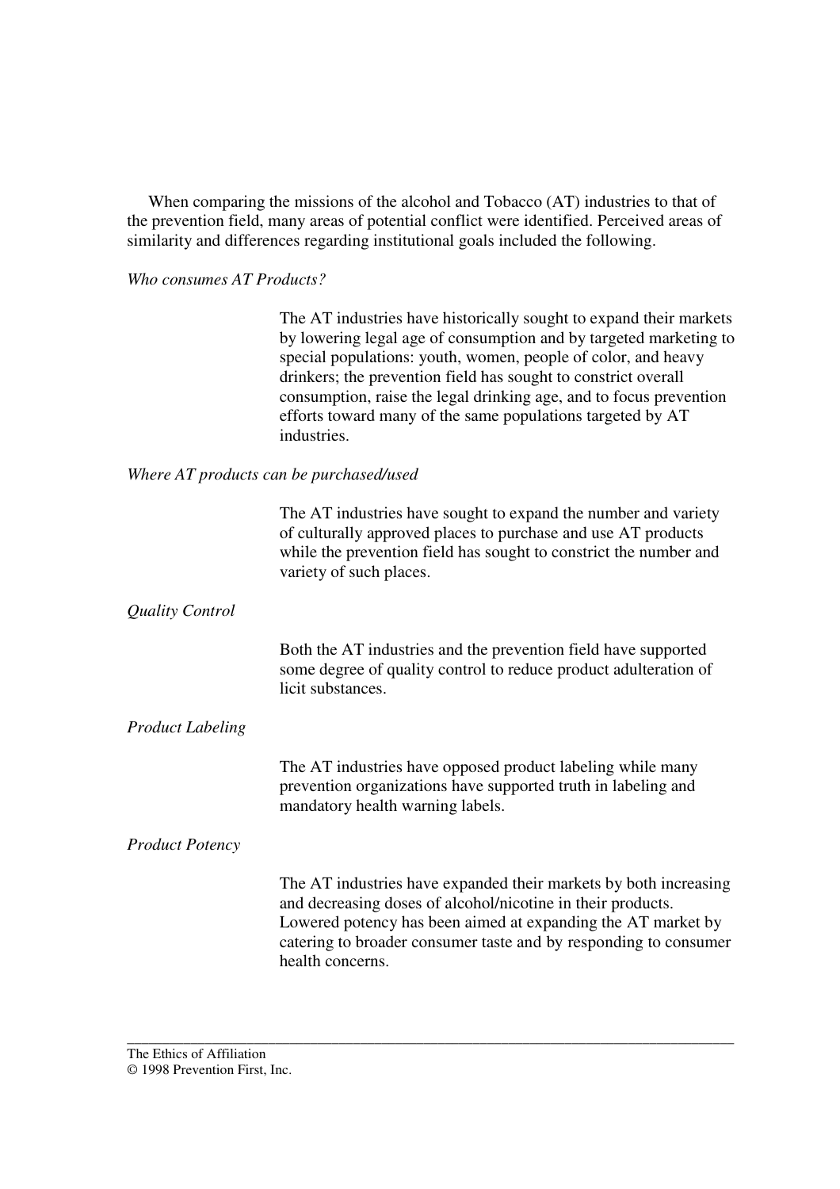When comparing the missions of the alcohol and Tobacco (AT) industries to that of the prevention field, many areas of potential conflict were identified. Perceived areas of similarity and differences regarding institutional goals included the following.

*Who consumes AT Products?*

The AT industries have historically sought to expand their markets by lowering legal age of consumption and by targeted marketing to special populations: youth, women, people of color, and heavy drinkers; the prevention field has sought to constrict overall consumption, raise the legal drinking age, and to focus prevention efforts toward many of the same populations targeted by AT industries.

*Where AT products can be purchased/used*

The AT industries have sought to expand the number and variety of culturally approved places to purchase and use AT products while the prevention field has sought to constrict the number and variety of such places.

*Quality Control*

Both the AT industries and the prevention field have supported some degree of quality control to reduce product adulteration of licit substances.

*Product Labeling*

The AT industries have opposed product labeling while many prevention organizations have supported truth in labeling and mandatory health warning labels.

*Product Potency*

The AT industries have expanded their markets by both increasing and decreasing doses of alcohol/nicotine in their products. Lowered potency has been aimed at expanding the AT market by catering to broader consumer taste and by responding to consumer health concerns.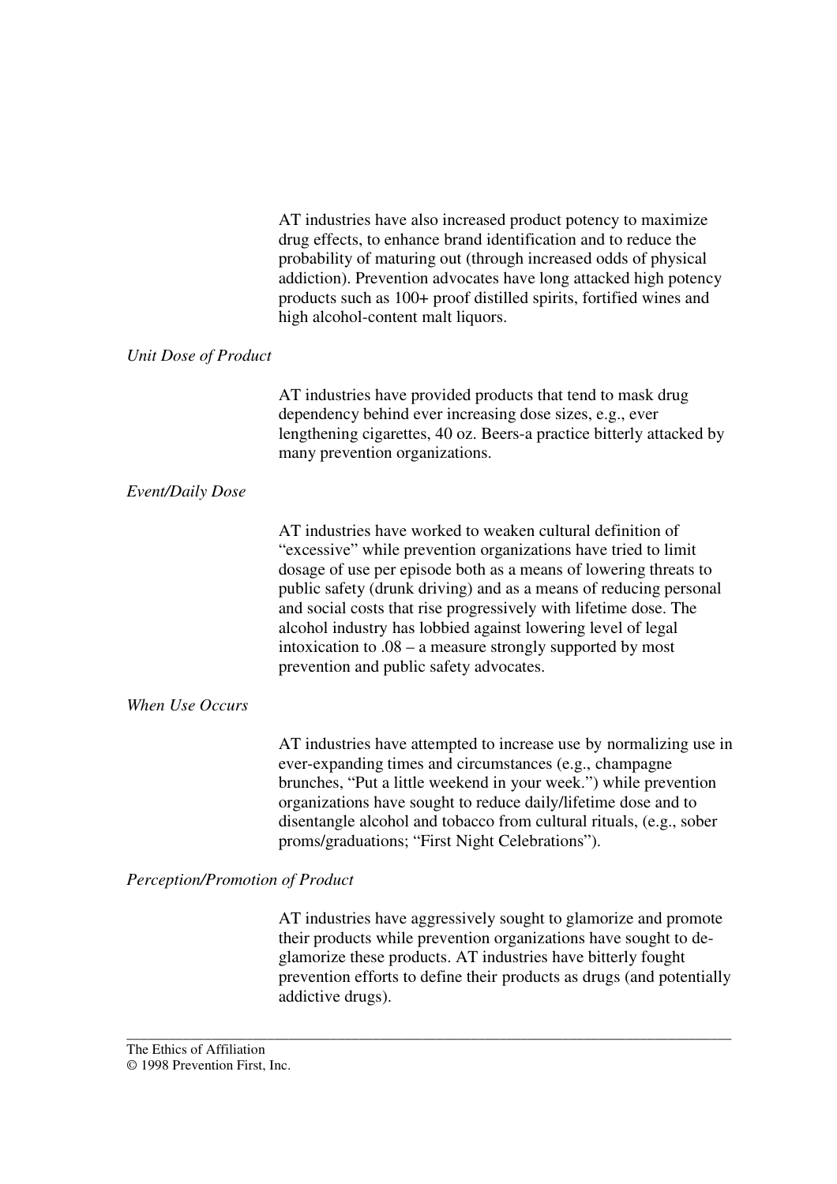AT industries have also increased product potency to maximize drug effects, to enhance brand identification and to reduce the probability of maturing out (through increased odds of physical addiction). Prevention advocates have long attacked high potency products such as 100+ proof distilled spirits, fortified wines and high alcohol-content malt liquors.

*Unit Dose of Product*

AT industries have provided products that tend to mask drug dependency behind ever increasing dose sizes, e.g., ever lengthening cigarettes, 40 oz. Beers-a practice bitterly attacked by many prevention organizations.

*Event/Daily Dose*

AT industries have worked to weaken cultural definition of "excessive" while prevention organizations have tried to limit dosage of use per episode both as a means of lowering threats to public safety (drunk driving) and as a means of reducing personal and social costs that rise progressively with lifetime dose. The alcohol industry has lobbied against lowering level of legal intoxication to .08 – a measure strongly supported by most prevention and public safety advocates.

*When Use Occurs*

AT industries have attempted to increase use by normalizing use in ever-expanding times and circumstances (e.g., champagne brunches, "Put a little weekend in your week.") while prevention organizations have sought to reduce daily/lifetime dose and to disentangle alcohol and tobacco from cultural rituals, (e.g., sober proms/graduations; "First Night Celebrations").

*Perception/Promotion of Product*

AT industries have aggressively sought to glamorize and promote their products while prevention organizations have sought to de-glamorize these products. AT industries have bitterly fought prevention efforts to define their products as drugs (and potentially addictive drugs).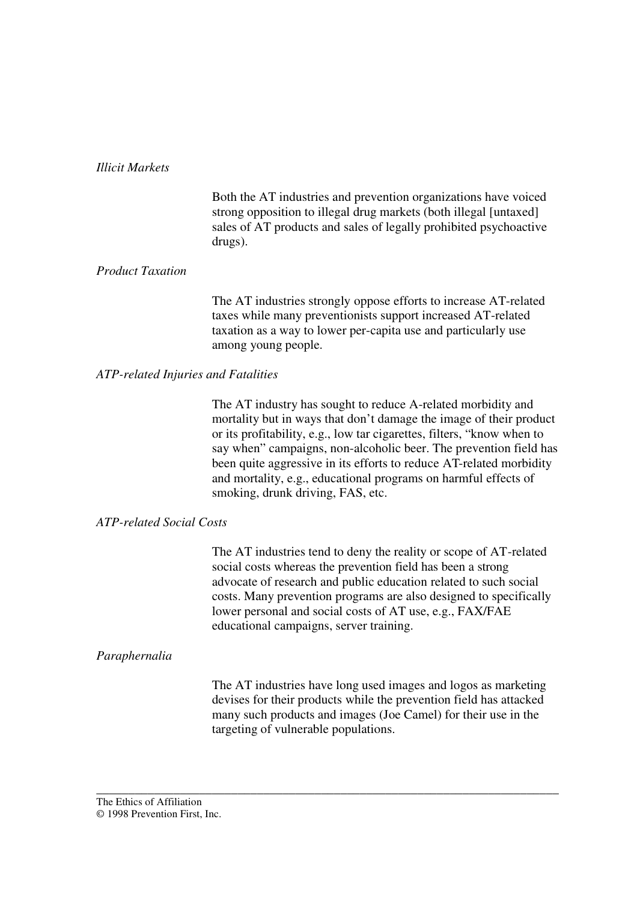*Illicit Markets*

Both the AT industries and prevention organizations have voiced strong opposition to illegal drug markets (both illegal [untaxed] sales of AT products and sales of legally prohibited psychoactive drugs).

*Product Taxation*

The AT industries strongly oppose efforts to increase AT-related taxes while many preventionists support increased AT-related taxation as a way to lower per-capita use and particularly use among young people.

*ATP-related Injuries and Fatalities*

The AT industry has sought to reduce A-related morbidity and mortality but in ways that don't damage the image of their product or its profitability, e.g., low tar cigarettes, filters, "know when to say when" campaigns, non-alcoholic beer. The prevention field has been quite aggressive in its efforts to reduce AT-related morbidity and mortality, e.g., educational programs on harmful effects of smoking, drunk driving, FAS, etc.

*ATP-related Social Costs*

The AT industries tend to deny the reality or scope of AT-related social costs whereas the prevention field has been a strong advocate of research and public education related to such social costs. Many prevention programs are also designed to specifically lower personal and social costs of AT use, e.g., FAX/FAE educational campaigns, server training.

*Paraphernalia*

The AT industries have long used images and logos as marketing devises for their products while the prevention field has attacked many such products and images (Joe Camel) for their use in the targeting of vulnerable populations.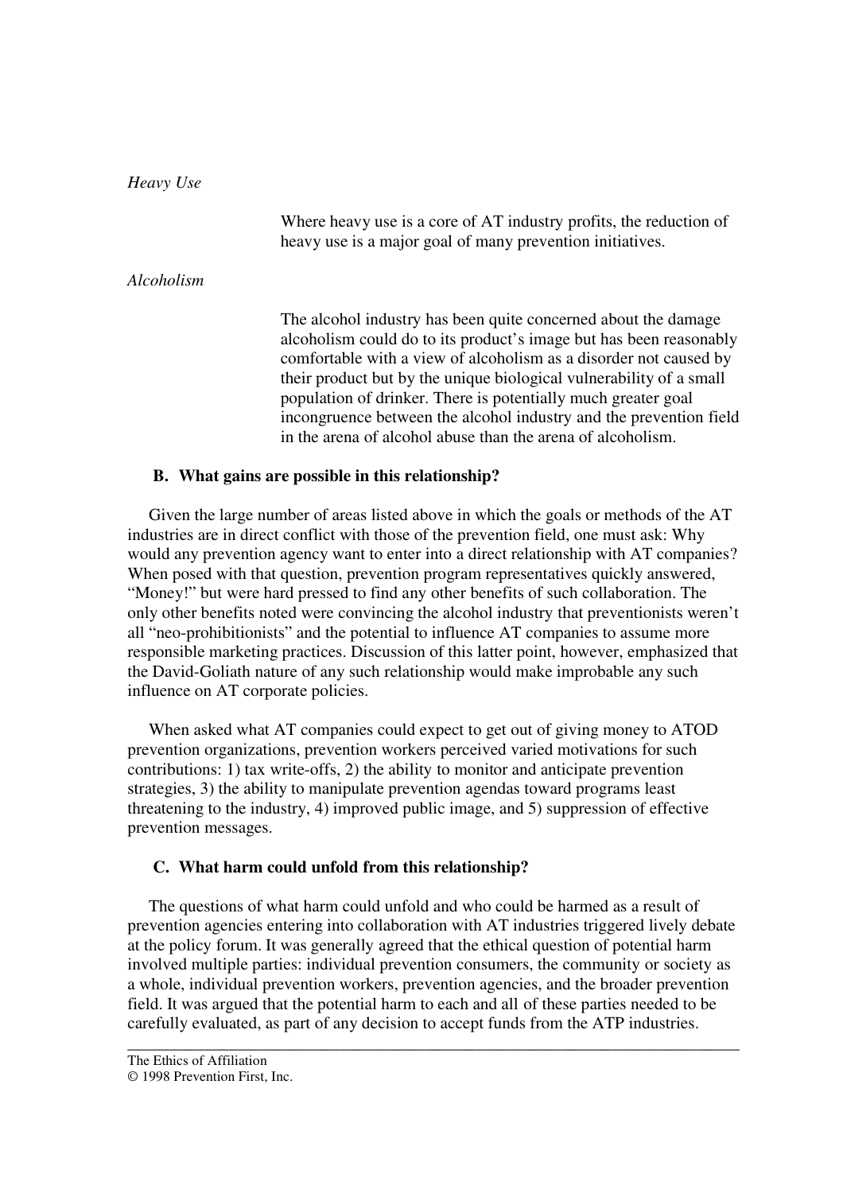*Heavy Use*

Where heavy use is a core of AT industry profits, the reduction of heavy use is a major goal of many prevention initiatives.

*Alcoholism*

The alcohol industry has been quite concerned about the damage alcoholism could do to its product's image but has been reasonably comfortable with a view of alcoholism as a disorder not caused by their product but by the unique biological vulnerability of a small population of drinker. There is potentially much greater goal incongruence between the alcohol industry and the prevention field in the arena of alcohol abuse than the arena of alcoholism.

### B. What gains are possible in this relationship?

Given the large number of areas listed above in which the goals or methods of the AT industries are in direct conflict with those of the prevention field, one must ask: Why would any prevention agency want to enter into a direct relationship with AT companies? When posed with that question, prevention program representatives quickly answered, "Money!" but were hard pressed to find any other benefits of such collaboration. The only other benefits noted were convincing the alcohol industry that preventionists weren't all "neo-prohibitionists" and the potential to influence AT companies to assume more responsible marketing practices. Discussion of this latter point, however, emphasized that the David-Goliath nature of any such relationship would make improbable any such influence on AT corporate policies.

When asked what AT companies could expect to get out of giving money to ATOD prevention organizations, prevention workers perceived varied motivations for such contributions: 1) tax write-offs, 2) the ability to monitor and anticipate prevention strategies, 3) the ability to manipulate prevention agendas toward programs least threatening to the industry, 4) improved public image, and 5) suppression of effective prevention messages.

### C. What harm could unfold from this relationship?

The questions of what harm could unfold and who could be harmed as a result of prevention agencies entering into collaboration with AT industries triggered lively debate at the policy forum. It was generally agreed that the ethical question of potential harm involved multiple parties: individual prevention consumers, the community or society as a whole, individual prevention workers, prevention agencies, and the broader prevention field. It was argued that the potential harm to each and all of these parties needed to be carefully evaluated, as part of any decision to accept funds from the ATP industries.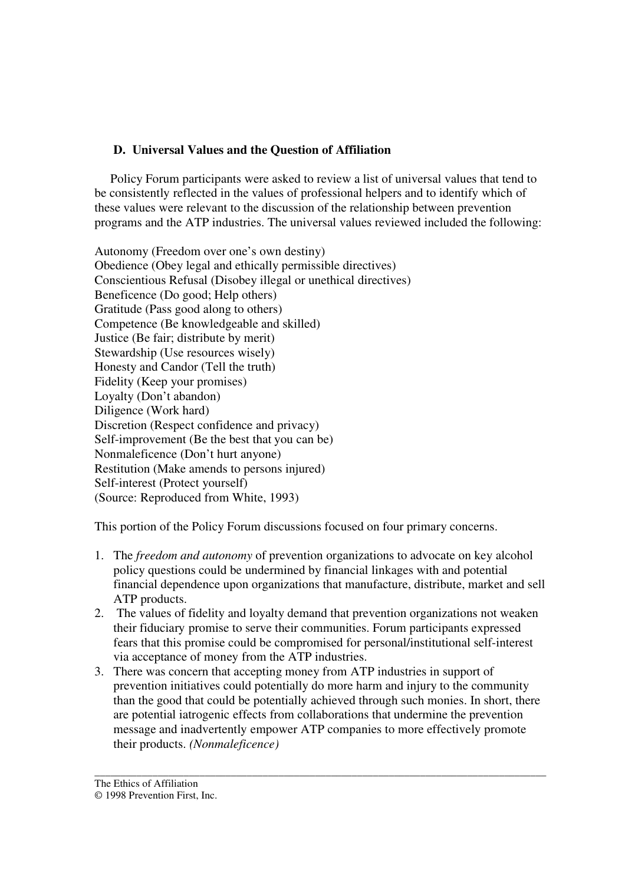### D. Universal Values and the Question of Affiliation

Policy Forum participants were asked to review a list of universal values that tend to be consistently reflected in the values of professional helpers and to identify which of these values were relevant to the discussion of the relationship between prevention programs and the ATP industries. The universal values reviewed included the following:

Autonomy (Freedom over one's own destiny)
Obedience (Obey legal and ethically permissible directives)
Conscientious Refusal (Disobey illegal or unethical directives)
Beneficence (Do good; Help others)
Gratitude (Pass good along to others)
Competence (Be knowledgeable and skilled)
Justice (Be fair; distribute by merit)
Stewardship (Use resources wisely)
Honesty and Candor (Tell the truth)
Fidelity (Keep your promises)
Loyalty (Don't abandon)
Diligence (Work hard)
Discretion (Respect confidence and privacy)
Self-improvement (Be the best that you can be)
Nonmaleficence (Don't hurt anyone)
Restitution (Make amends to persons injured)
Self-interest (Protect yourself)
(Source: Reproduced from White, 1993)

This portion of the Policy Forum discussions focused on four primary concerns.

1. The *freedom and autonomy* of prevention organizations to advocate on key alcohol policy questions could be undermined by financial linkages with and potential financial dependence upon organizations that manufacture, distribute, market and sell ATP products.
2. The values of fidelity and loyalty demand that prevention organizations not weaken their fiduciary promise to serve their communities. Forum participants expressed fears that this promise could be compromised for personal/institutional self-interest via acceptance of money from the ATP industries.
3. There was concern that accepting money from ATP industries in support of prevention initiatives could potentially do more harm and injury to the community than the good that could be potentially achieved through such monies. In short, there are potential iatrogenic effects from collaborations that undermine the prevention message and inadvertently empower ATP companies to more effectively promote their products. *(Nonmaleficence)*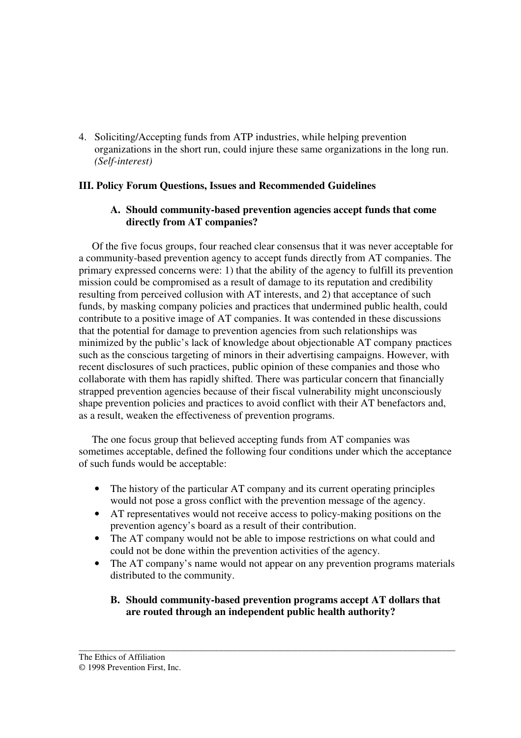4. Soliciting/Accepting funds from ATP industries, while helping prevention organizations in the short run, could injure these same organizations in the long run. *(Self-interest)*

## III. Policy Forum Questions, Issues and Recommended Guidelines

### A. Should community-based prevention agencies accept funds that come directly from AT companies?

Of the five focus groups, four reached clear consensus that it was never acceptable for a community-based prevention agency to accept funds directly from AT companies. The primary expressed concerns were: 1) that the ability of the agency to fulfill its prevention mission could be compromised as a result of damage to its reputation and credibility resulting from perceived collusion with AT interests, and 2) that acceptance of such funds, by masking company policies and practices that undermined public health, could contribute to a positive image of AT companies. It was contended in these discussions that the potential for damage to prevention agencies from such relationships was minimized by the public's lack of knowledge about objectionable AT company practices such as the conscious targeting of minors in their advertising campaigns. However, with recent disclosures of such practices, public opinion of these companies and those who collaborate with them has rapidly shifted. There was particular concern that financially strapped prevention agencies because of their fiscal vulnerability might unconsciously shape prevention policies and practices to avoid conflict with their AT benefactors and, as a result, weaken the effectiveness of prevention programs.

The one focus group that believed accepting funds from AT companies was sometimes acceptable, defined the following four conditions under which the acceptance of such funds would be acceptable:

- The history of the particular AT company and its current operating principles would not pose a gross conflict with the prevention message of the agency.
- AT representatives would not receive access to policy-making positions on the prevention agency's board as a result of their contribution.
- The AT company would not be able to impose restrictions on what could and could not be done within the prevention activities of the agency.
- The AT company's name would not appear on any prevention programs materials distributed to the community.

### B. Should community-based prevention programs accept AT dollars that are routed through an independent public health authority?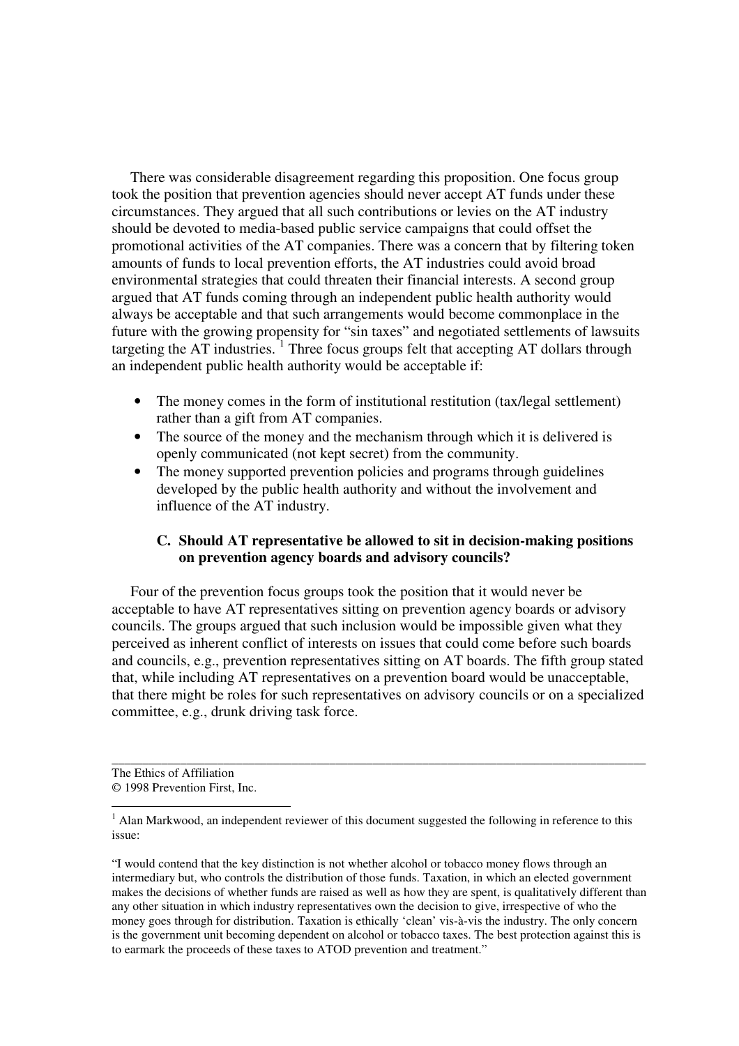There was considerable disagreement regarding this proposition. One focus group took the position that prevention agencies should never accept AT funds under these circumstances. They argued that all such contributions or levies on the AT industry should be devoted to media-based public service campaigns that could offset the promotional activities of the AT companies. There was a concern that by filtering token amounts of funds to local prevention efforts, the AT industries could avoid broad environmental strategies that could threaten their financial interests. A second group argued that AT funds coming through an independent public health authority would always be acceptable and that such arrangements would become commonplace in the future with the growing propensity for "sin taxes" and negotiated settlements of lawsuits targeting the AT industries. [1] Three focus groups felt that accepting AT dollars through an independent public health authority would be acceptable if:

- The money comes in the form of institutional restitution (tax/legal settlement) rather than a gift from AT companies.
- The source of the money and the mechanism through which it is delivered is openly communicated (not kept secret) from the community.
- The money supported prevention policies and programs through guidelines developed by the public health authority and without the involvement and influence of the AT industry.

### C. Should AT representative be allowed to sit in decision-making positions on prevention agency boards and advisory councils?

Four of the prevention focus groups took the position that it would never be acceptable to have AT representatives sitting on prevention agency boards or advisory councils. The groups argued that such inclusion would be impossible given what they perceived as inherent conflict of interests on issues that could come before such boards and councils, e.g., prevention representatives sitting on AT boards. The fifth group stated that, while including AT representatives on a prevention board would be unacceptable, that there might be roles for such representatives on advisory councils or on a specialized committee, e.g., drunk driving task force.

---

[1] Alan Markwood, an independent reviewer of this document suggested the following in reference to this issue:

"I would contend that the key distinction is not whether alcohol or tobacco money flows through an intermediary but, who controls the distribution of those funds. Taxation, in which an elected government makes the decisions of whether funds are raised as well as how they are spent, is qualitatively different than any other situation in which industry representatives own the decision to give, irrespective of who the money goes through for distribution. Taxation is ethically 'clean' vis-à-vis the industry. The only concern is the government unit becoming dependent on alcohol or tobacco taxes. The best protection against this is to earmark the proceeds of these taxes to ATOD prevention and treatment."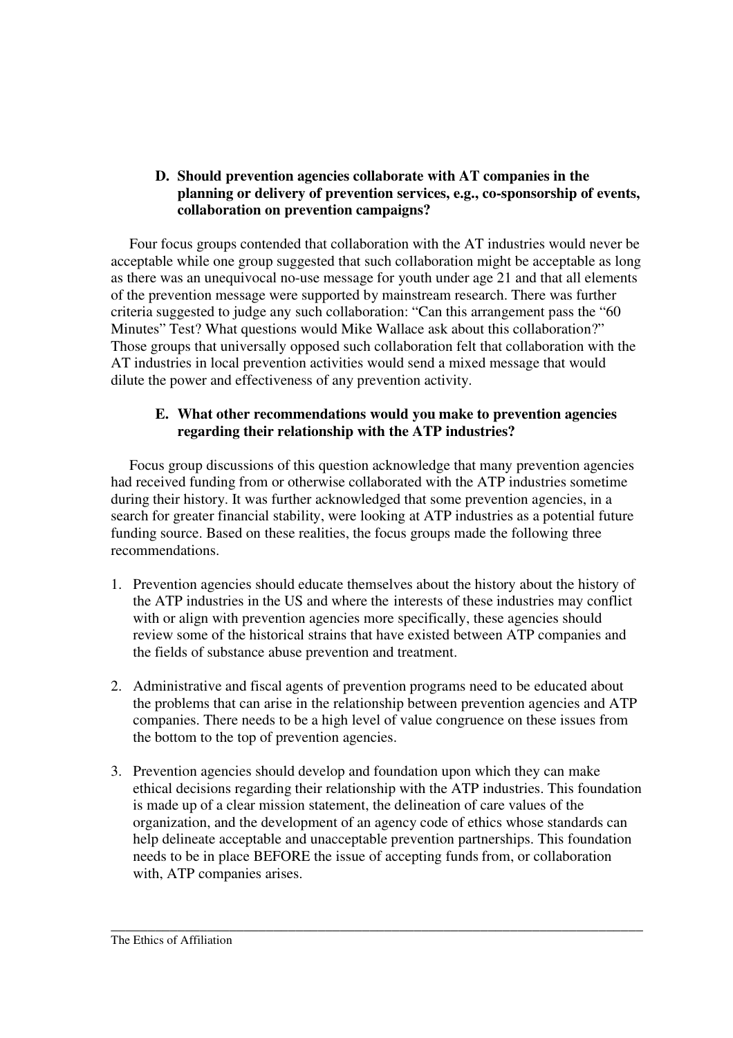**D. Should prevention agencies collaborate with AT companies in the planning or delivery of prevention services, e.g., co-sponsorship of events, collaboration on prevention campaigns?**

Four focus groups contended that collaboration with the AT industries would never be acceptable while one group suggested that such collaboration might be acceptable as long as there was an unequivocal no-use message for youth under age 21 and that all elements of the prevention message were supported by mainstream research. There was further criteria suggested to judge any such collaboration: "Can this arrangement pass the "60 Minutes" Test? What questions would Mike Wallace ask about this collaboration?" Those groups that universally opposed such collaboration felt that collaboration with the AT industries in local prevention activities would send a mixed message that would dilute the power and effectiveness of any prevention activity.

**E. What other recommendations would you make to prevention agencies regarding their relationship with the ATP industries?**

Focus group discussions of this question acknowledge that many prevention agencies had received funding from or otherwise collaborated with the ATP industries sometime during their history. It was further acknowledged that some prevention agencies, in a search for greater financial stability, were looking at ATP industries as a potential future funding source. Based on these realities, the focus groups made the following three recommendations.

1. Prevention agencies should educate themselves about the history about the history of the ATP industries in the US and where the interests of these industries may conflict with or align with prevention agencies more specifically, these agencies should review some of the historical strains that have existed between ATP companies and the fields of substance abuse prevention and treatment.

2. Administrative and fiscal agents of prevention programs need to be educated about the problems that can arise in the relationship between prevention agencies and ATP companies. There needs to be a high level of value congruence on these issues from the bottom to the top of prevention agencies.

3. Prevention agencies should develop and foundation upon which they can make ethical decisions regarding their relationship with the ATP industries. This foundation is made up of a clear mission statement, the delineation of care values of the organization, and the development of an agency code of ethics whose standards can help delineate acceptable and unacceptable prevention partnerships. This foundation needs to be in place BEFORE the issue of accepting funds from, or collaboration with, ATP companies arises.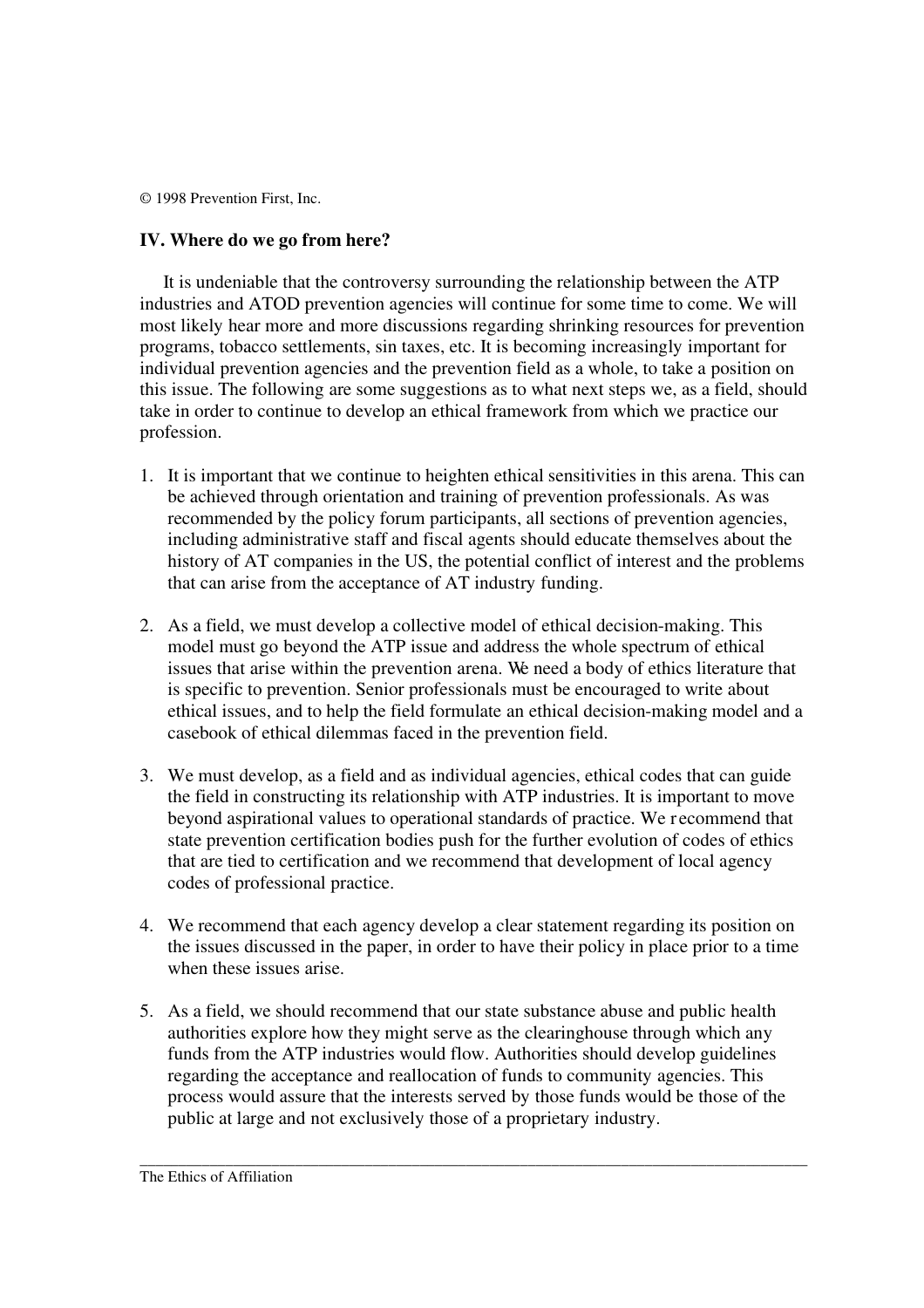© 1998 Prevention First, Inc.

## IV. Where do we go from here?

It is undeniable that the controversy surrounding the relationship between the ATP industries and ATOD prevention agencies will continue for some time to come. We will most likely hear more and more discussions regarding shrinking resources for prevention programs, tobacco settlements, sin taxes, etc. It is becoming increasingly important for individual prevention agencies and the prevention field as a whole, to take a position on this issue. The following are some suggestions as to what next steps we, as a field, should take in order to continue to develop an ethical framework from which we practice our profession.

1. It is important that we continue to heighten ethical sensitivities in this arena. This can be achieved through orientation and training of prevention professionals. As was recommended by the policy forum participants, all sections of prevention agencies, including administrative staff and fiscal agents should educate themselves about the history of AT companies in the US, the potential conflict of interest and the problems that can arise from the acceptance of AT industry funding.

2. As a field, we must develop a collective model of ethical decision-making. This model must go beyond the ATP issue and address the whole spectrum of ethical issues that arise within the prevention arena. We need a body of ethics literature that is specific to prevention. Senior professionals must be encouraged to write about ethical issues, and to help the field formulate an ethical decision-making model and a casebook of ethical dilemmas faced in the prevention field.

3. We must develop, as a field and as individual agencies, ethical codes that can guide the field in constructing its relationship with ATP industries. It is important to move beyond aspirational values to operational standards of practice. We recommend that state prevention certification bodies push for the further evolution of codes of ethics that are tied to certification and we recommend that development of local agency codes of professional practice.

4. We recommend that each agency develop a clear statement regarding its position on the issues discussed in the paper, in order to have their policy in place prior to a time when these issues arise.

5. As a field, we should recommend that our state substance abuse and public health authorities explore how they might serve as the clearinghouse through which any funds from the ATP industries would flow. Authorities should develop guidelines regarding the acceptance and reallocation of funds to community agencies. This process would assure that the interests served by those funds would be those of the public at large and not exclusively those of a proprietary industry.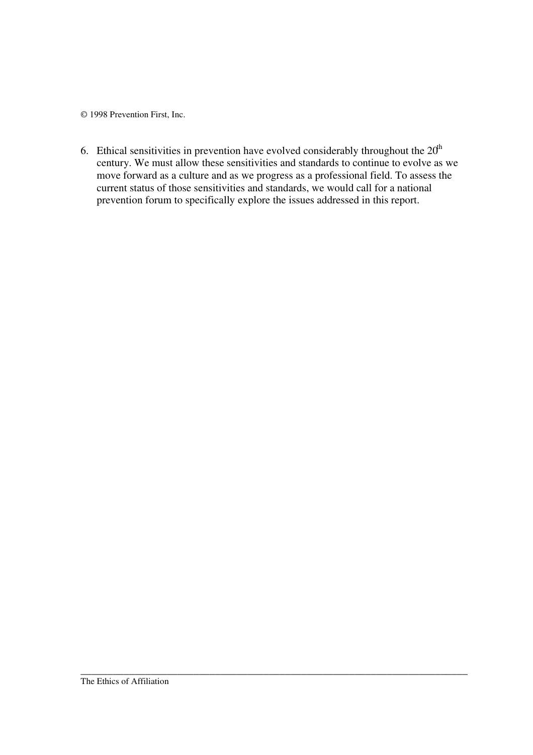6. Ethical sensitivities in prevention have evolved considerably throughout the 20th century. We must allow these sensitivities and standards to continue to evolve as we move forward as a culture and as we progress as a professional field. To assess the current status of those sensitivities and standards, we would call for a national prevention forum to specifically explore the issues addressed in this report.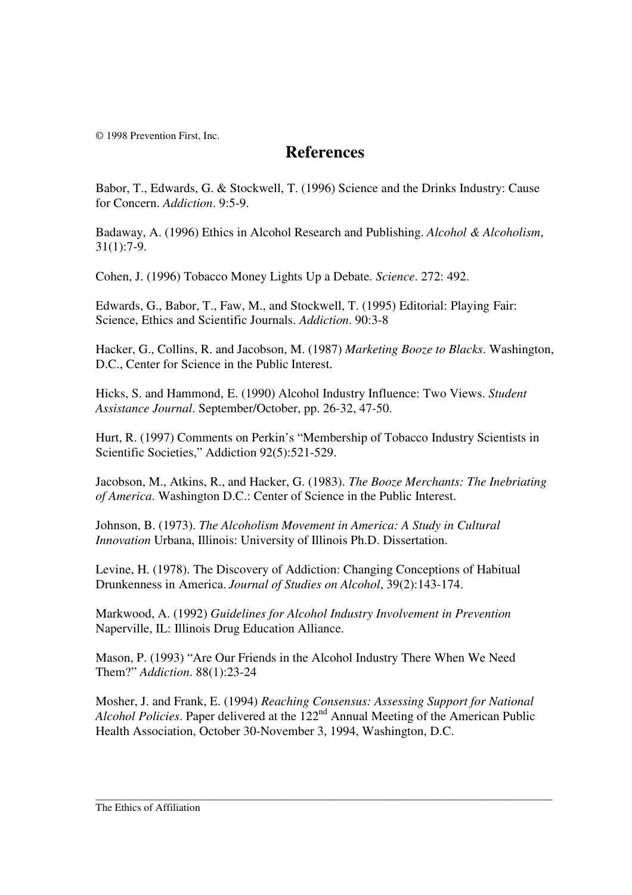© 1998 Prevention First, Inc.

# References

Babor, T., Edwards, G. & Stockwell, T. (1996) Science and the Drinks Industry: Cause for Concern. *Addiction*. 9:5-9.

Badaway, A. (1996) Ethics in Alcohol Research and Publishing. *Alcohol & Alcoholism*, 31(1):7-9.

Cohen, J. (1996) Tobacco Money Lights Up a Debate. *Science*. 272: 492.

Edwards, G., Babor, T., Faw, M., and Stockwell, T. (1995) Editorial: Playing Fair: Science, Ethics and Scientific Journals. *Addiction*. 90:3-8

Hacker, G., Collins, R. and Jacobson, M. (1987) *Marketing Booze to Blacks*. Washington, D.C., Center for Science in the Public Interest.

Hicks, S. and Hammond, E. (1990) Alcohol Industry Influence: Two Views. *Student Assistance Journal*. September/October, pp. 26-32, 47-50.

Hurt, R. (1997) Comments on Perkin's "Membership of Tobacco Industry Scientists in Scientific Societies," Addiction 92(5):521-529.

Jacobson, M., Atkins, R., and Hacker, G. (1983). *The Booze Merchants: The Inebriating of America*. Washington D.C.: Center of Science in the Public Interest.

Johnson, B. (1973). *The Alcoholism Movement in America: A Study in Cultural Innovation* Urbana, Illinois: University of Illinois Ph.D. Dissertation.

Levine, H. (1978). The Discovery of Addiction: Changing Conceptions of Habitual Drunkenness in America. *Journal of Studies on Alcohol*, 39(2):143-174.

Markwood, A. (1992) *Guidelines for Alcohol Industry Involvement in Prevention* Naperville, IL: Illinois Drug Education Alliance.

Mason, P. (1993) "Are Our Friends in the Alcohol Industry There When We Need Them?" *Addiction*. 88(1):23-24

Mosher, J. and Frank, E. (1994) *Reaching Consensus: Assessing Support for National Alcohol Policies*. Paper delivered at the 122nd Annual Meeting of the American Public Health Association, October 30-November 3, 1994, Washington, D.C.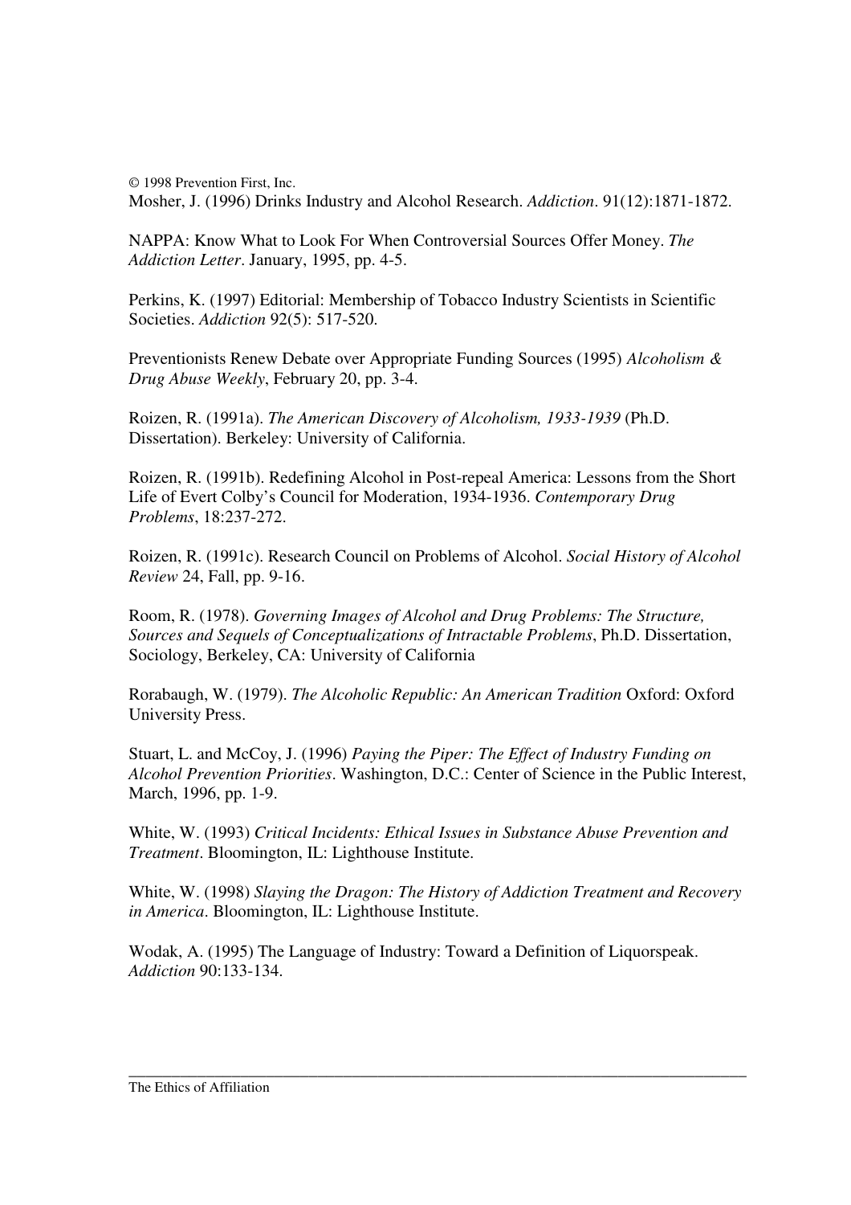Mosher, J. (1996) Drinks Industry and Alcohol Research. *Addiction*. 91(12):1871-1872.

NAPPA: Know What to Look For When Controversial Sources Offer Money. *The Addiction Letter*. January, 1995, pp. 4-5.

Perkins, K. (1997) Editorial: Membership of Tobacco Industry Scientists in Scientific Societies. *Addiction* 92(5): 517-520.

Preventionists Renew Debate over Appropriate Funding Sources (1995) *Alcoholism & Drug Abuse Weekly*, February 20, pp. 3-4.

Roizen, R. (1991a). *The American Discovery of Alcoholism, 1933-1939* (Ph.D. Dissertation). Berkeley: University of California.

Roizen, R. (1991b). Redefining Alcohol in Post-repeal America: Lessons from the Short Life of Evert Colby's Council for Moderation, 1934-1936. *Contemporary Drug Problems*, 18:237-272.

Roizen, R. (1991c). Research Council on Problems of Alcohol. *Social History of Alcohol Review* 24, Fall, pp. 9-16.

Room, R. (1978). *Governing Images of Alcohol and Drug Problems: The Structure, Sources and Sequels of Conceptualizations of Intractable Problems*, Ph.D. Dissertation, Sociology, Berkeley, CA: University of California

Rorabaugh, W. (1979). *The Alcoholic Republic: An American Tradition* Oxford: Oxford University Press.

Stuart, L. and McCoy, J. (1996) *Paying the Piper: The Effect of Industry Funding on Alcohol Prevention Priorities*. Washington, D.C.: Center of Science in the Public Interest, March, 1996, pp. 1-9.

White, W. (1993) *Critical Incidents: Ethical Issues in Substance Abuse Prevention and Treatment*. Bloomington, IL: Lighthouse Institute.

White, W. (1998) *Slaying the Dragon: The History of Addiction Treatment and Recovery in America*. Bloomington, IL: Lighthouse Institute.

Wodak, A. (1995) The Language of Industry: Toward a Definition of Liquorspeak. *Addiction* 90:133-134.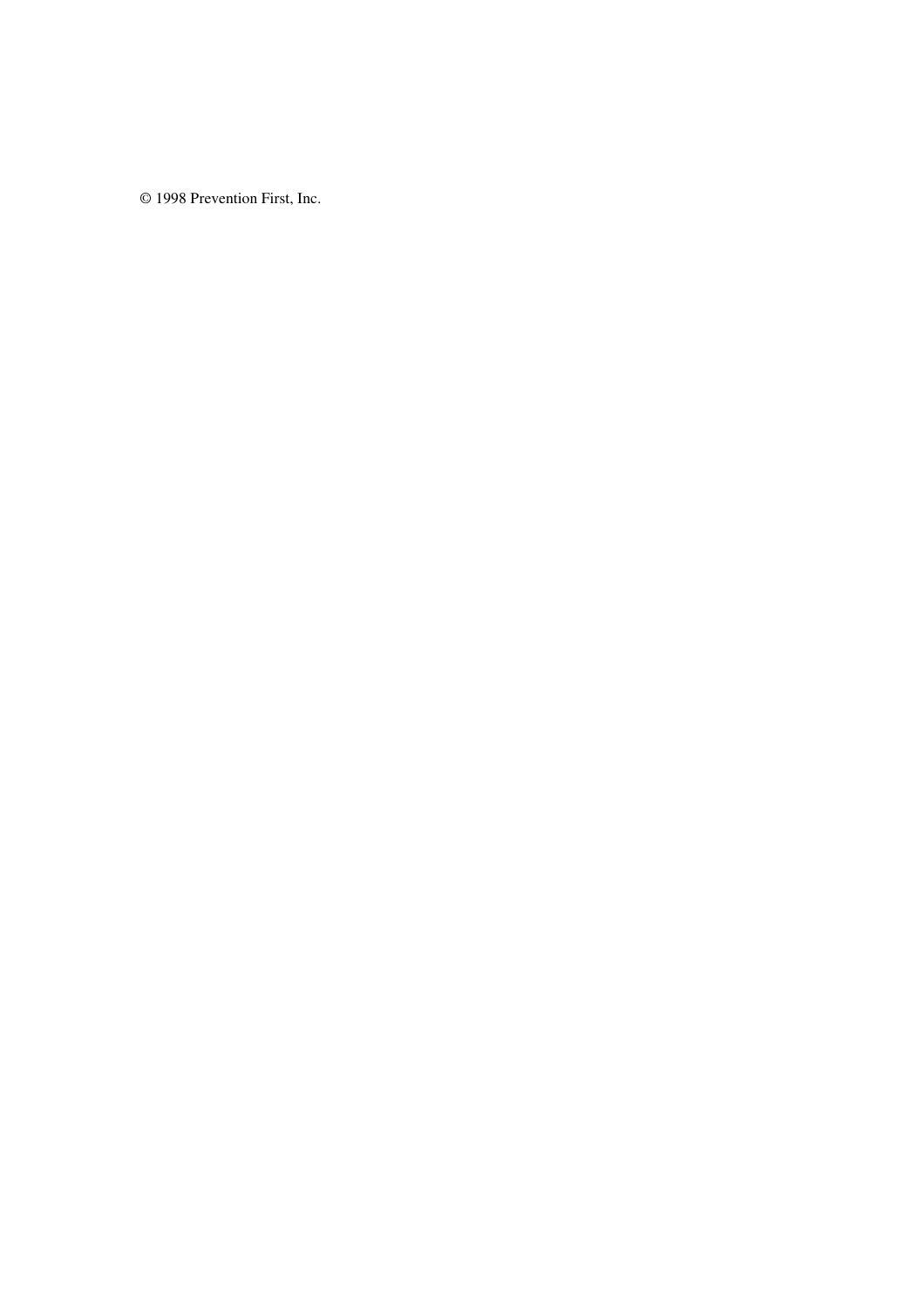© 1998 Prevention First, Inc.